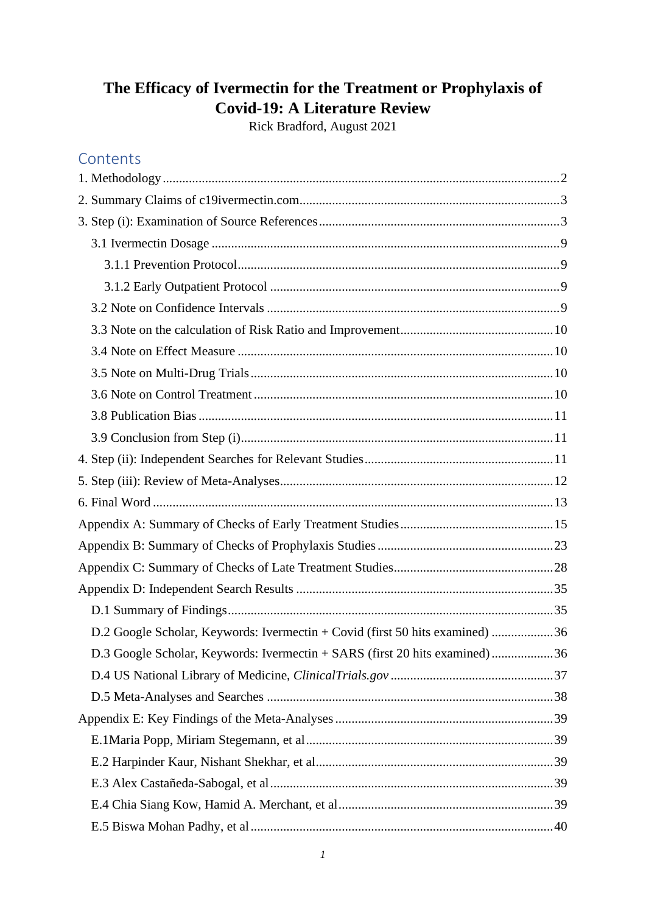# The Efficacy of Ivermectin for the Treatment or Prophylaxis of Covid-19: A Literature Review

Rick Bradford, August 2021

## Contents

1. Methodology ........ 2
2. Summary Claims of c19ivermectin.com ........ 3
3. Step (i): Examination of Source References ........ 3
   - 3.1 Ivermectin Dosage ........ 9
     - 3.1.1 Prevention Protocol ........ 9
     - 3.1.2 Early Outpatient Protocol ........ 9
   - 3.2 Note on Confidence Intervals ........ 9
   - 3.3 Note on the calculation of Risk Ratio and Improvement ........ 10
   - 3.4 Note on Effect Measure ........ 10
   - 3.5 Note on Multi-Drug Trials ........ 10
   - 3.6 Note on Control Treatment ........ 10
   - 3.8 Publication Bias ........ 11
   - 3.9 Conclusion from Step (i) ........ 11
4. Step (ii): Independent Searches for Relevant Studies ........ 11
5. Step (iii): Review of Meta-Analyses ........ 12
6. Final Word ........ 13

Appendix A: Summary of Checks of Early Treatment Studies ........ 15

Appendix B: Summary of Checks of Prophylaxis Studies ........ 23

Appendix C: Summary of Checks of Late Treatment Studies ........ 28

Appendix D: Independent Search Results ........ 35
- D.1 Summary of Findings ........ 35
- D.2 Google Scholar, Keywords: Ivermectin + Covid (first 50 hits examined) ........ 36
- D.3 Google Scholar, Keywords: Ivermectin + SARS (first 20 hits examined) ........ 36
- D.4 US National Library of Medicine, *ClinicalTrials.gov* ........ 37
- D.5 Meta-Analyses and Searches ........ 38

Appendix E: Key Findings of the Meta-Analyses ........ 39
- E.1Maria Popp, Miriam Stegemann, et al ........ 39
- E.2 Harpinder Kaur, Nishant Shekhar, et al ........ 39
- E.3 Alex Castañeda-Sabogal, et al ........ 39
- E.4 Chia Siang Kow, Hamid A. Merchant, et al ........ 39
- E.5 Biswa Mohan Padhy, et al ........ 40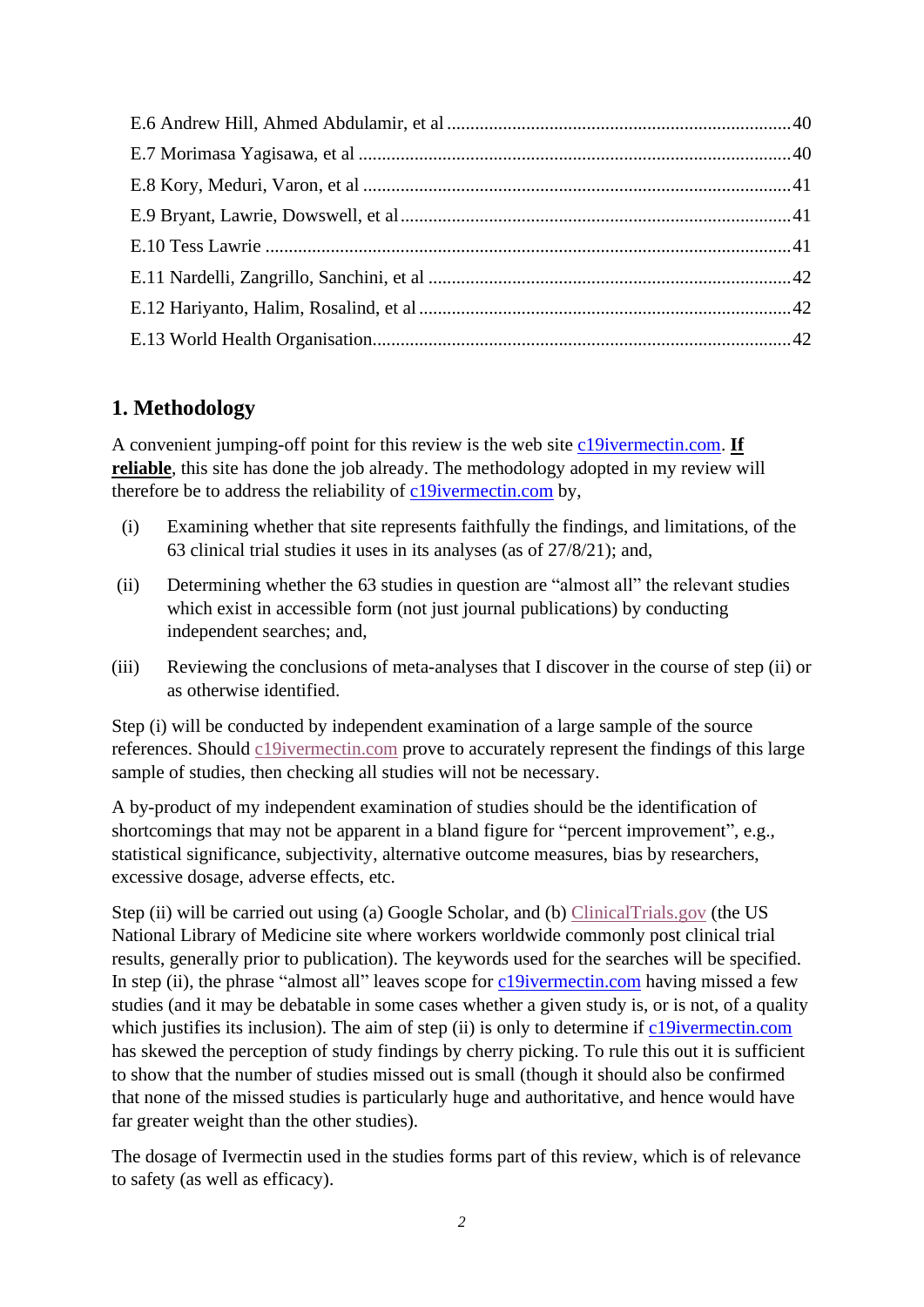E.6 Andrew Hill, Ahmed Abdulamir, et al ........................................................................ 40
E.7 Morimasa Yagisawa, et al ............................................................................................ 40
E.8 Kory, Meduri, Varon, et al ............................................................................................ 41
E.9 Bryant, Lawrie, Dowswell, et al.................................................................................... 41
E.10 Tess Lawrie ................................................................................................................ 41
E.11 Nardelli, Zangrillo, Sanchini, et al ............................................................................. 42
E.12 Hariyanto, Halim, Rosalind, et al ............................................................................... 42
E.13 World Health Organisation......................................................................................... 42

## 1. Methodology

A convenient jumping-off point for this review is the web site c19ivermectin.com. **If reliable**, this site has done the job already. The methodology adopted in my review will therefore be to address the reliability of c19ivermectin.com by,

(i) Examining whether that site represents faithfully the findings, and limitations, of the 63 clinical trial studies it uses in its analyses (as of 27/8/21); and,

(ii) Determining whether the 63 studies in question are "almost all" the relevant studies which exist in accessible form (not just journal publications) by conducting independent searches; and,

(iii) Reviewing the conclusions of meta-analyses that I discover in the course of step (ii) or as otherwise identified.

Step (i) will be conducted by independent examination of a large sample of the source references. Should c19ivermectin.com prove to accurately represent the findings of this large sample of studies, then checking all studies will not be necessary.

A by-product of my independent examination of studies should be the identification of shortcomings that may not be apparent in a bland figure for "percent improvement", e.g., statistical significance, subjectivity, alternative outcome measures, bias by researchers, excessive dosage, adverse effects, etc.

Step (ii) will be carried out using (a) Google Scholar, and (b) ClinicalTrials.gov (the US National Library of Medicine site where workers worldwide commonly post clinical trial results, generally prior to publication). The keywords used for the searches will be specified. In step (ii), the phrase "almost all" leaves scope for c19ivermectin.com having missed a few studies (and it may be debatable in some cases whether a given study is, or is not, of a quality which justifies its inclusion). The aim of step (ii) is only to determine if c19ivermectin.com has skewed the perception of study findings by cherry picking. To rule this out it is sufficient to show that the number of studies missed out is small (though it should also be confirmed that none of the missed studies is particularly huge and authoritative, and hence would have far greater weight than the other studies).

The dosage of Ivermectin used in the studies forms part of this review, which is of relevance to safety (as well as efficacy).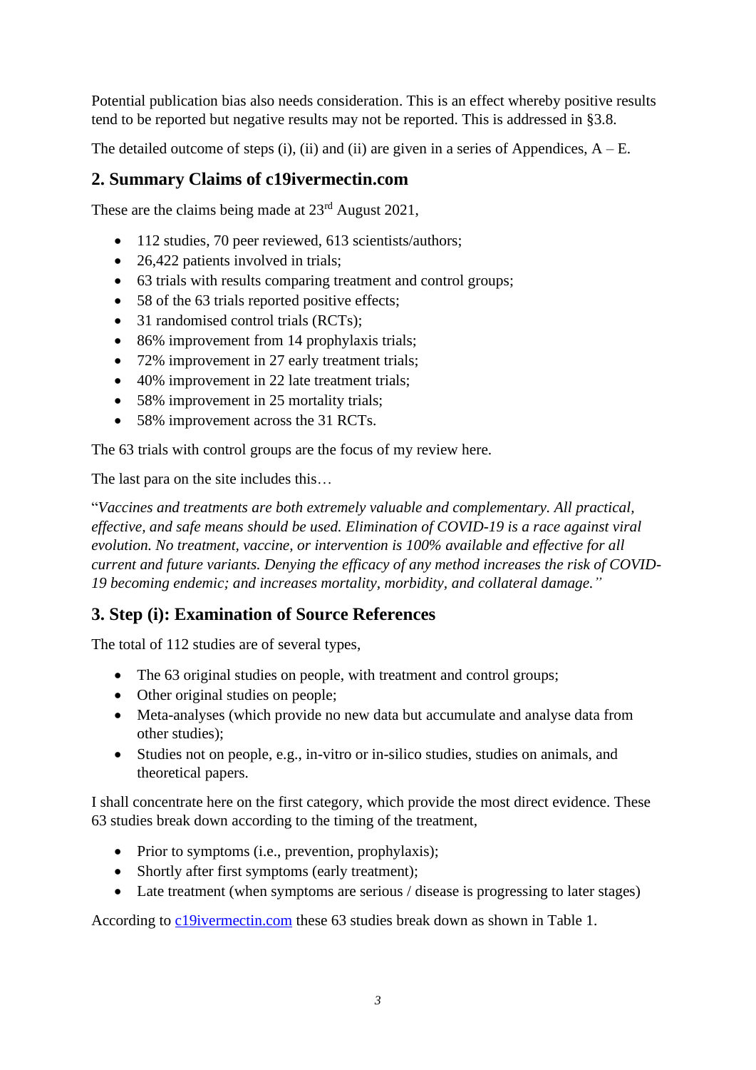Potential publication bias also needs consideration. This is an effect whereby positive results tend to be reported but negative results may not be reported. This is addressed in §3.8.

The detailed outcome of steps (i), (ii) and (ii) are given in a series of Appendices, A – E.

## 2. Summary Claims of c19ivermectin.com

These are the claims being made at 23rd August 2021,

- 112 studies, 70 peer reviewed, 613 scientists/authors;
- 26,422 patients involved in trials;
- 63 trials with results comparing treatment and control groups;
- 58 of the 63 trials reported positive effects;
- 31 randomised control trials (RCTs);
- 86% improvement from 14 prophylaxis trials;
- 72% improvement in 27 early treatment trials;
- 40% improvement in 22 late treatment trials;
- 58% improvement in 25 mortality trials;
- 58% improvement across the 31 RCTs.

The 63 trials with control groups are the focus of my review here.

The last para on the site includes this…

"*Vaccines and treatments are both extremely valuable and complementary. All practical, effective, and safe means should be used. Elimination of COVID-19 is a race against viral evolution. No treatment, vaccine, or intervention is 100% available and effective for all current and future variants. Denying the efficacy of any method increases the risk of COVID-19 becoming endemic; and increases mortality, morbidity, and collateral damage.*"

## 3. Step (i): Examination of Source References

The total of 112 studies are of several types,

- The 63 original studies on people, with treatment and control groups;
- Other original studies on people;
- Meta-analyses (which provide no new data but accumulate and analyse data from other studies);
- Studies not on people, e.g., in-vitro or in-silico studies, studies on animals, and theoretical papers.

I shall concentrate here on the first category, which provide the most direct evidence. These 63 studies break down according to the timing of the treatment,

- Prior to symptoms (i.e., prevention, prophylaxis);
- Shortly after first symptoms (early treatment);
- Late treatment (when symptoms are serious / disease is progressing to later stages)

According to c19ivermectin.com these 63 studies break down as shown in Table 1.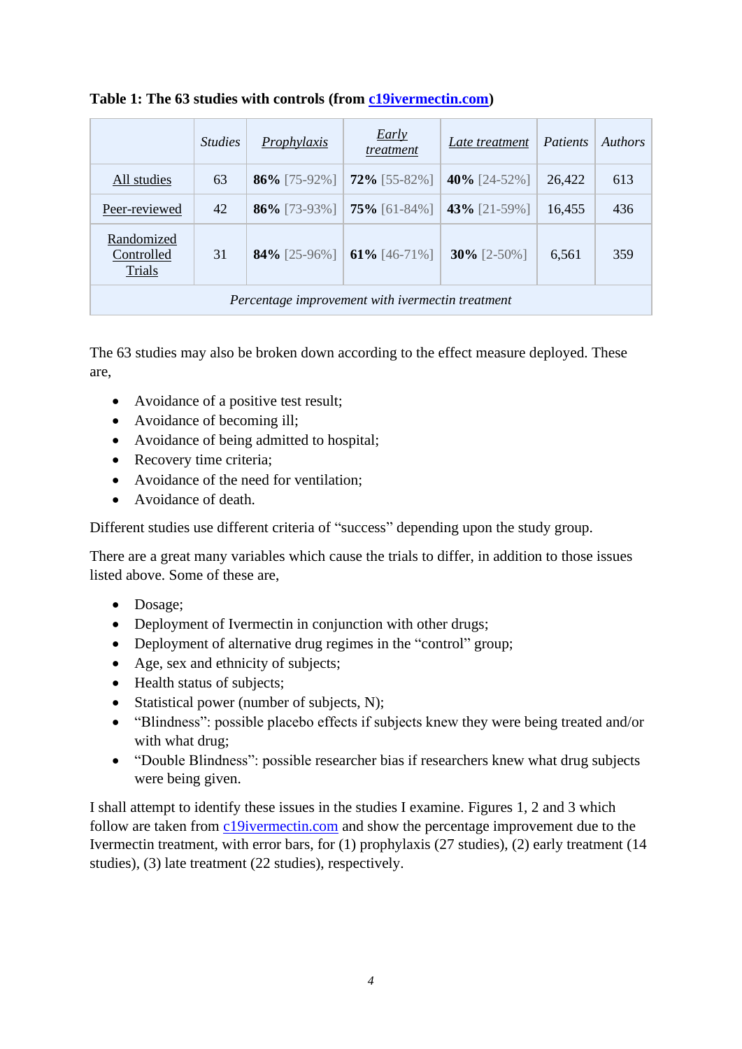**Table 1: The 63 studies with controls (from c19ivermectin.com)**

| | *Studies* | *Prophylaxis* | *Early treatment* | *Late treatment* | *Patients* | *Authors* |
|---|---|---|---|---|---|---|
| All studies | 63 | **86%** [75-92%] | **72%** [55-82%] | **40%** [24-52%] | 26,422 | 613 |
| Peer-reviewed | 42 | **86%** [73-93%] | **75%** [61-84%] | **43%** [21-59%] | 16,455 | 436 |
| Randomized Controlled Trials | 31 | **84%** [25-96%] | **61%** [46-71%] | **30%** [2-50%] | 6,561 | 359 |
| *Percentage improvement with ivermectin treatment* | | | | | | |

The 63 studies may also be broken down according to the effect measure deployed. These are,

- Avoidance of a positive test result;
- Avoidance of becoming ill;
- Avoidance of being admitted to hospital;
- Recovery time criteria;
- Avoidance of the need for ventilation;
- Avoidance of death.

Different studies use different criteria of "success" depending upon the study group.

There are a great many variables which cause the trials to differ, in addition to those issues listed above. Some of these are,

- Dosage;
- Deployment of Ivermectin in conjunction with other drugs;
- Deployment of alternative drug regimes in the "control" group;
- Age, sex and ethnicity of subjects;
- Health status of subjects;
- Statistical power (number of subjects, N);
- "Blindness": possible placebo effects if subjects knew they were being treated and/or with what drug;
- "Double Blindness": possible researcher bias if researchers knew what drug subjects were being given.

I shall attempt to identify these issues in the studies I examine. Figures 1, 2 and 3 which follow are taken from c19ivermectin.com and show the percentage improvement due to the Ivermectin treatment, with error bars, for (1) prophylaxis (27 studies), (2) early treatment (14 studies), (3) late treatment (22 studies), respectively.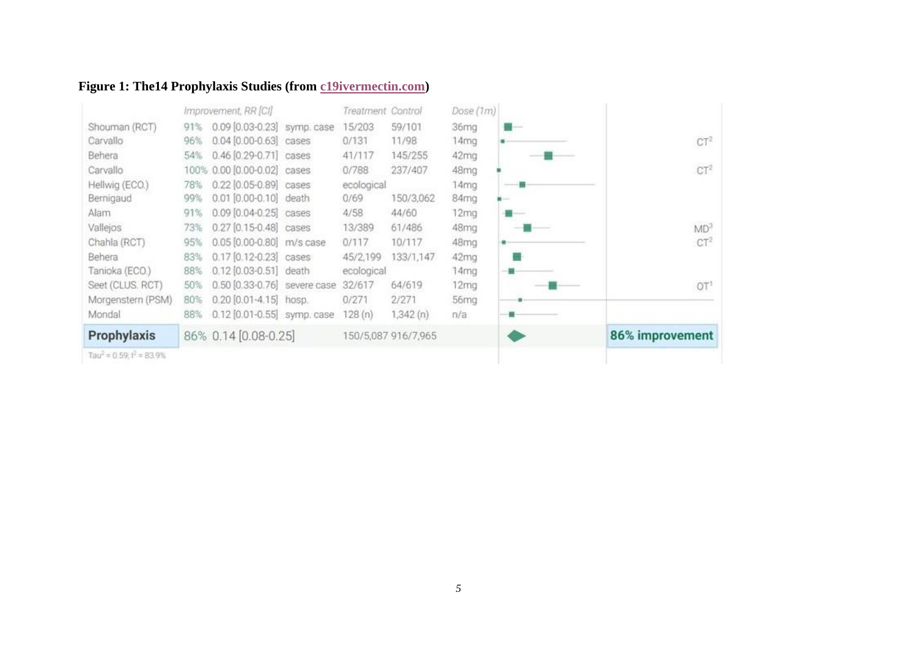**Figure 1: The14 Prophylaxis Studies (from [c19ivermectin.com](c19ivermectin.com))**

| | Improvement, RR [CI] | | | Treatment | Control | Dose (1m) | |
|---|---|---|---|---|---|---|---|
| Shouman (RCT) | 91% | 0.09 [0.03-0.23] | symp. case | 15/203 | 59/101 | 36mg | |
| Carvallo | 96% | 0.04 [0.00-0.63] | cases | 0/131 | 11/98 | 14mg | CT[2] |
| Behera | 54% | 0.46 [0.29-0.71] | cases | 41/117 | 145/255 | 42mg | |
| Carvallo | 100% | 0.00 [0.00-0.02] | cases | 0/788 | 237/407 | 48mg | CT[2] |
| Hellwig (ECO.) | 78% | 0.22 [0.05-0.89] | cases | ecological | | 14mg | |
| Bernigaud | 99% | 0.01 [0.00-0.10] | death | 0/69 | 150/3,062 | 84mg | |
| Alam | 91% | 0.09 [0.04-0.25] | cases | 4/58 | 44/60 | 12mg | |
| Vallejos | 73% | 0.27 [0.15-0.48] | cases | 13/389 | 61/486 | 48mg | MD[3] |
| Chahla (RCT) | 95% | 0.05 [0.00-0.80] | m/s case | 0/117 | 10/117 | 48mg | CT[2] |
| Behera | 83% | 0.17 [0.12-0.23] | cases | 45/2,199 | 133/1,147 | 42mg | |
| Tanioka (ECO.) | 88% | 0.12 [0.03-0.51] | death | ecological | | 14mg | |
| Seet (CLUS. RCT) | 50% | 0.50 [0.33-0.76] | severe case | 32/617 | 64/619 | 12mg | OT[1] |
| Morgenstern (PSM) | 80% | 0.20 [0.01-4.15] | hosp. | 0/271 | 2/271 | 56mg | |
| Mondal | 88% | 0.12 [0.01-0.55] | symp. case | 128 (n) | 1,342 (n) | n/a | |
| **Prophylaxis** | 86% | 0.14 [0.08-0.25] | | 150/5,087 | 916/7,965 | | **86% improvement** |

$Tau^2 = 0.59; I^2 = 83.9\%$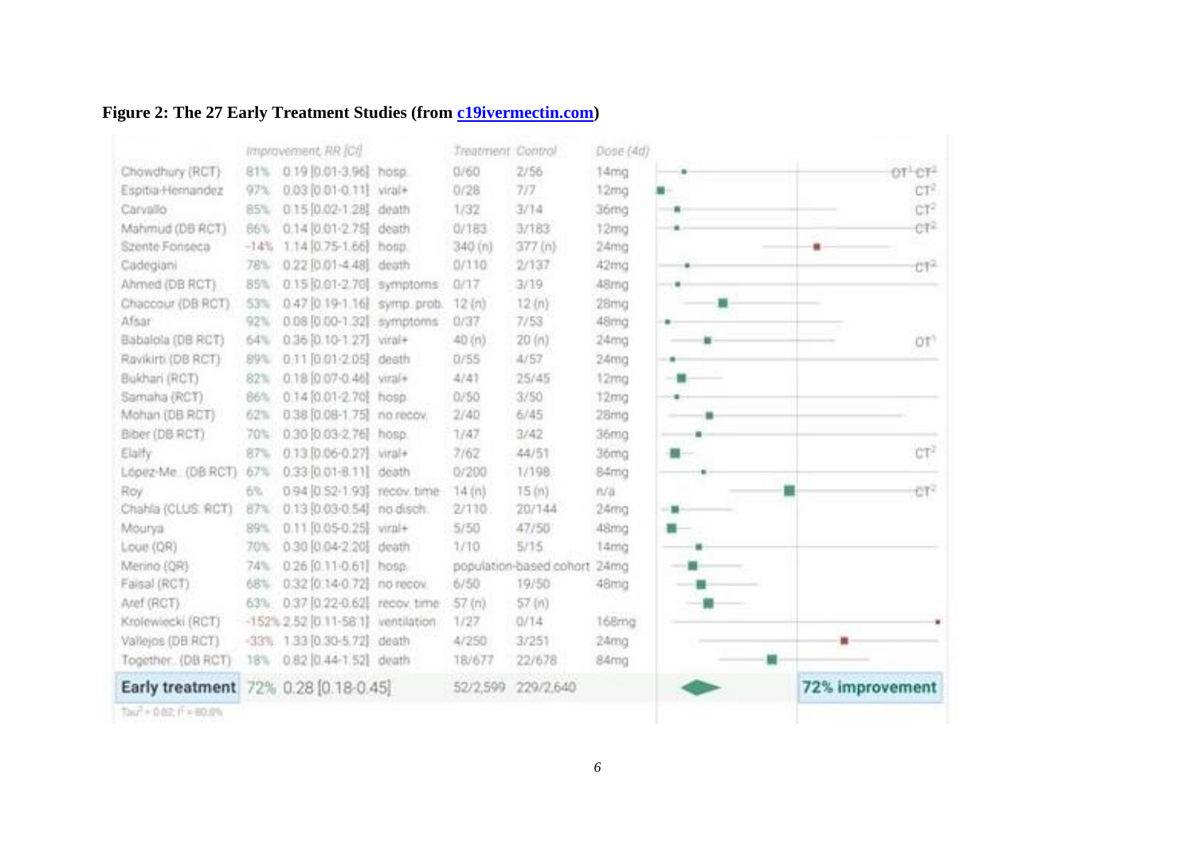**Figure 2: The 27 Early Treatment Studies (from [c19ivermectin.com](c19ivermectin.com))**

| Study | Improvement | RR [CI] | Outcome | Treatment | Control | Dose (4d) | Notes |
|---|---|---|---|---|---|---|---|
| Chowdhury (RCT) | 81% | 0.19 [0.01-3.96] | hosp. | 0/60 | 2/56 | 14mg | OT[1] CT[2] |
| Espitia-Hernandez | 97% | 0.03 [0.01-0.11] | viral+ | 0/28 | 7/7 | 12mg | CT[2] |
| Carvallo | 85% | 0.15 [0.02-1.28] | death | 1/32 | 3/14 | 36mg | CT[2] |
| Mahmud (DB RCT) | 86% | 0.14 [0.01-2.75] | death | 0/183 | 3/183 | 12mg | CT[2] |
| Szente Fonseca | -14% | 1.14 [0.75-1.66] | hosp. | 340 (n) | 377 (n) | 24mg | |
| Cadegiani | 78% | 0.22 [0.01-4.48] | death | 0/110 | 2/137 | 42mg | CT[2] |
| Ahmed (DB RCT) | 85% | 0.15 [0.01-2.70] | symptoms | 0/17 | 3/19 | 48mg | |
| Chaccour (DB RCT) | 53% | 0.47 [0.19-1.16] | symp. prob. | 12 (n) | 12 (n) | 28mg | |
| Afsar | 92% | 0.08 [0.00-1.32] | symptoms | 0/37 | 7/53 | 48mg | |
| Babalola (DB RCT) | 64% | 0.36 [0.10-1.27] | viral+ | 40 (n) | 20 (n) | 24mg | OT[1] |
| Ravikirti (DB RCT) | 89% | 0.11 [0.01-2.05] | death | 0/55 | 4/57 | 24mg | |
| Bukhari (RCT) | 82% | 0.18 [0.07-0.46] | viral+ | 4/41 | 25/45 | 12mg | |
| Samaha (RCT) | 86% | 0.14 [0.01-2.70] | hosp. | 0/50 | 3/50 | 12mg | |
| Mohan (DB RCT) | 62% | 0.38 [0.08-1.75] | no recov. | 2/40 | 6/45 | 28mg | |
| Biber (DB RCT) | 70% | 0.30 [0.03-2.76] | hosp. | 1/47 | 3/42 | 36mg | |
| Elalfy | 87% | 0.13 [0.06-0.27] | viral+ | 7/62 | 44/51 | 36mg | CT[2] |
| López-Me.. (DB RCT) | 67% | 0.33 [0.01-8.11] | death | 0/200 | 1/198 | 84mg | |
| Roy | 6% | 0.94 [0.52-1.93] | recov. time | 14 (n) | 15 (n) | n/a | CT[2] |
| Chahla (CLUS. RCT) | 87% | 0.13 [0.03-0.54] | no disch. | 2/110 | 20/144 | 24mg | |
| Mourya | 89% | 0.11 [0.05-0.25] | viral+ | 5/50 | 47/50 | 48mg | |
| Loue (QR) | 70% | 0.30 [0.04-2.20] | death | 1/10 | 5/15 | 14mg | |
| Merino (QR) | 74% | 0.26 [0.11-0.61] | hosp. | population-based cohort | | 24mg | |
| Faisal (RCT) | 68% | 0.32 [0.14-0.72] | no recov. | 6/50 | 19/50 | 48mg | |
| Aref (RCT) | 63% | 0.37 [0.22-0.62] | recov. time | 57 (n) | 57 (n) | | |
| Krolewiecki (RCT) | -152% | 2.52 [0.11-58.1] | ventilation | 1/27 | 0/14 | 168mg | |
| Vallejos (DB RCT) | -33% | 1.33 [0.30-5.72] | death | 4/250 | 3/251 | 24mg | |
| Together.. (DB RCT) | 18% | 0.82 [0.44-1.52] | death | 18/677 | 22/678 | 84mg | |
| **Early treatment** | 72% | 0.28 [0.18-0.45] | | 52/2,599 | 229/2,640 | | **72% improvement** |

$Tau^2 = 0.82$; $I^2 = 80.8\%$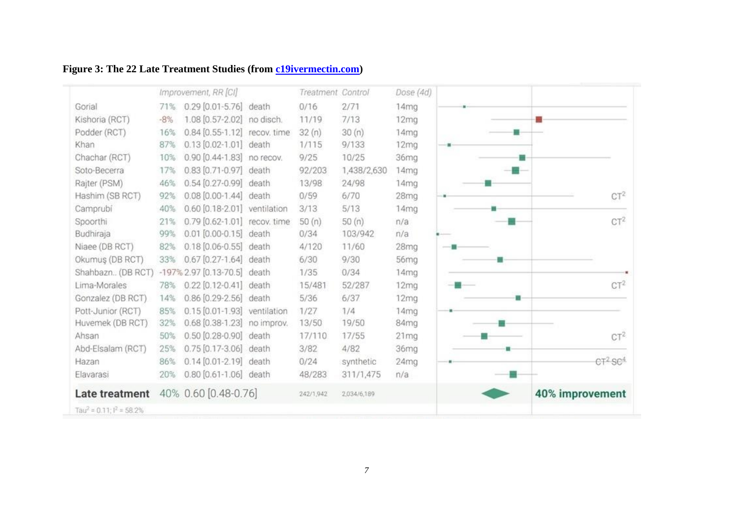**Figure 3: The 22 Late Treatment Studies (from c19ivermectin.com)**

| | Improvement, RR [CI] | | | Treatment | Control | Dose (4d) | |
|---|---|---|---|---|---|---|---|
| Gorial | 71% | 0.29 [0.01-5.76] | death | 0/16 | 2/71 | 14mg | |
| Kishoria (RCT) | -8% | 1.08 [0.57-2.02] | no disch. | 11/19 | 7/13 | 12mg | |
| Podder (RCT) | 16% | 0.84 [0.55-1.12] | recov. time | 32 (n) | 30 (n) | 14mg | |
| Khan | 87% | 0.13 [0.02-1.01] | death | 1/115 | 9/133 | 12mg | |
| Chachar (RCT) | 10% | 0.90 [0.44-1.83] | no recov. | 9/25 | 10/25 | 36mg | |
| Soto-Becerra | 17% | 0.83 [0.71-0.97] | death | 92/203 | 1,438/2,630 | 14mg | |
| Rajter (PSM) | 46% | 0.54 [0.27-0.99] | death | 13/98 | 24/98 | 14mg | |
| Hashim (SB RCT) | 92% | 0.08 [0.00-1.44] | death | 0/59 | 6/70 | 28mg | CT[2] |
| Camprubí | 40% | 0.60 [0.18-2.01] | ventilation | 3/13 | 5/13 | 14mg | |
| Spoorthi | 21% | 0.79 [0.62-1.01] | recov. time | 50 (n) | 50 (n) | n/a | CT[2] |
| Budhiraja | 99% | 0.01 [0.00-0.15] | death | 0/34 | 103/942 | n/a | |
| Niaee (DB RCT) | 82% | 0.18 [0.06-0.55] | death | 4/120 | 11/60 | 28mg | |
| Okumuş (DB RCT) | 33% | 0.67 [0.27-1.64] | death | 6/30 | 9/30 | 56mg | |
| Shahbazn.. (DB RCT) | -197% | 2.97 [0.13-70.5] | death | 1/35 | 0/34 | 14mg | |
| Lima-Morales | 78% | 0.22 [0.12-0.41] | death | 15/481 | 52/287 | 12mg | CT[2] |
| Gonzalez (DB RCT) | 14% | 0.86 [0.29-2.56] | death | 5/36 | 6/37 | 12mg | |
| Pott-Junior (RCT) | 85% | 0.15 [0.01-1.93] | ventilation | 1/27 | 1/4 | 14mg | |
| Huvemek (DB RCT) | 32% | 0.68 [0.38-1.23] | no improv. | 13/50 | 19/50 | 84mg | |
| Ahsan | 50% | 0.50 [0.28-0.90] | death | 17/110 | 17/55 | 21mg | CT[2] |
| Abd-Elsalam (RCT) | 25% | 0.75 [0.17-3.06] | death | 3/82 | 4/82 | 36mg | |
| Hazan | 86% | 0.14 [0.01-2.19] | death | 0/24 | synthetic | 24mg | ~~CT[2] SC[4]~~ |
| Elavarasi | 20% | 0.80 [0.61-1.06] | death | 48/283 | 311/1,475 | n/a | |
| **Late treatment** | 40% | 0.60 [0.48-0.76] | | 242/1,942 | 2,034/6,189 | | **40% improvement** |

$Tau^2 = 0.11$; $I^2 = 58.2\%$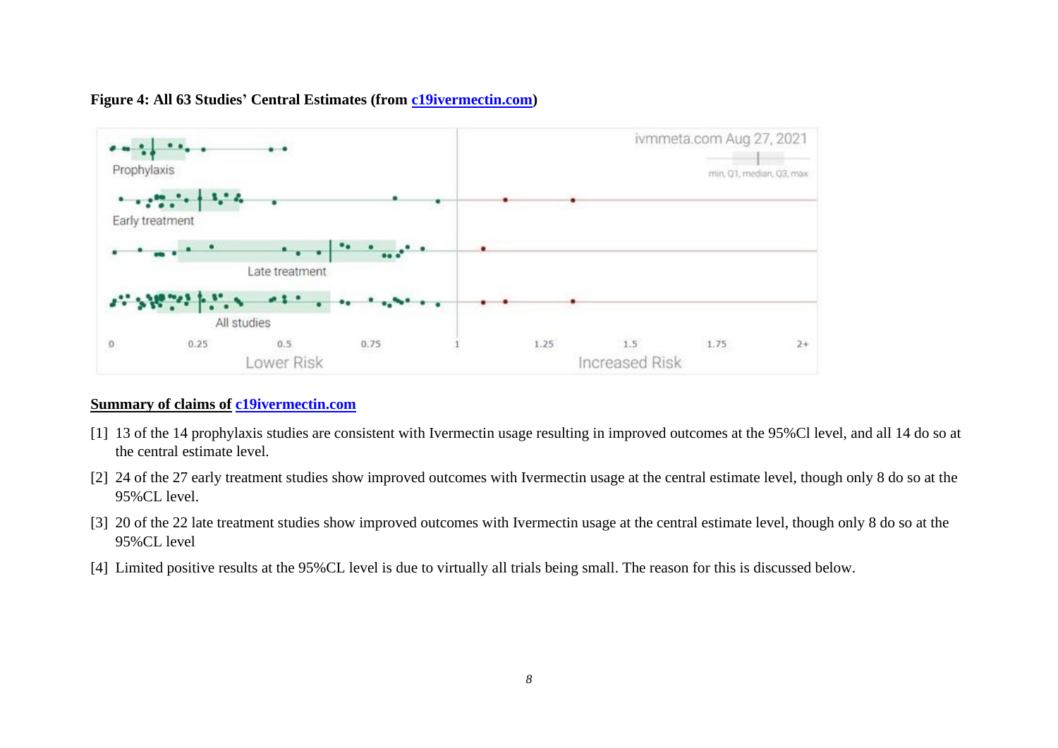**Figure 4: All 63 Studies' Central Estimates (from c19ivermectin.com)**

**Summary of claims of c19ivermectin.com**

[1] 13 of the 14 prophylaxis studies are consistent with Ivermectin usage resulting in improved outcomes at the 95%Cl level, and all 14 do so at the central estimate level.

[2] 24 of the 27 early treatment studies show improved outcomes with Ivermectin usage at the central estimate level, though only 8 do so at the 95%CL level.

[3] 20 of the 22 late treatment studies show improved outcomes with Ivermectin usage at the central estimate level, though only 8 do so at the 95%CL level

[4] Limited positive results at the 95%CL level is due to virtually all trials being small. The reason for this is discussed below.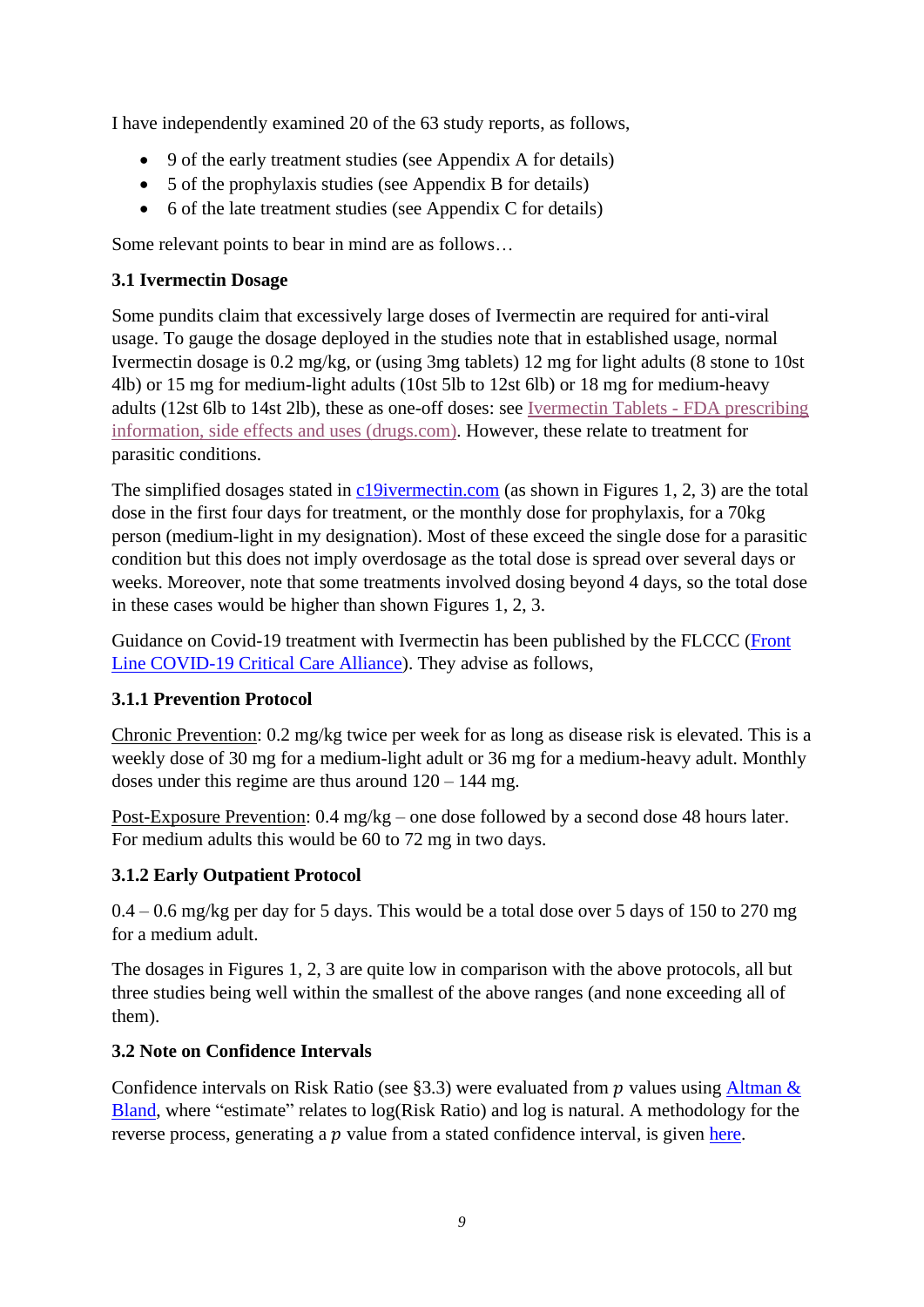I have independently examined 20 of the 63 study reports, as follows,

- 9 of the early treatment studies (see Appendix A for details)
- 5 of the prophylaxis studies (see Appendix B for details)
- 6 of the late treatment studies (see Appendix C for details)

Some relevant points to bear in mind are as follows…

### 3.1 Ivermectin Dosage

Some pundits claim that excessively large doses of Ivermectin are required for anti-viral usage. To gauge the dosage deployed in the studies note that in established usage, normal Ivermectin dosage is 0.2 mg/kg, or (using 3mg tablets) 12 mg for light adults (8 stone to 10st 4lb) or 15 mg for medium-light adults (10st 5lb to 12st 6lb) or 18 mg for medium-heavy adults (12st 6lb to 14st 2lb), these as one-off doses: see Ivermectin Tablets - FDA prescribing information, side effects and uses (drugs.com). However, these relate to treatment for parasitic conditions.

The simplified dosages stated in c19ivermectin.com (as shown in Figures 1, 2, 3) are the total dose in the first four days for treatment, or the monthly dose for prophylaxis, for a 70kg person (medium-light in my designation). Most of these exceed the single dose for a parasitic condition but this does not imply overdosage as the total dose is spread over several days or weeks. Moreover, note that some treatments involved dosing beyond 4 days, so the total dose in these cases would be higher than shown Figures 1, 2, 3.

Guidance on Covid-19 treatment with Ivermectin has been published by the FLCCC (Front Line COVID-19 Critical Care Alliance). They advise as follows,

#### 3.1.1 Prevention Protocol

Chronic Prevention: 0.2 mg/kg twice per week for as long as disease risk is elevated. This is a weekly dose of 30 mg for a medium-light adult or 36 mg for a medium-heavy adult. Monthly doses under this regime are thus around 120 – 144 mg.

Post-Exposure Prevention: 0.4 mg/kg – one dose followed by a second dose 48 hours later. For medium adults this would be 60 to 72 mg in two days.

#### 3.1.2 Early Outpatient Protocol

0.4 – 0.6 mg/kg per day for 5 days. This would be a total dose over 5 days of 150 to 270 mg for a medium adult.

The dosages in Figures 1, 2, 3 are quite low in comparison with the above protocols, all but three studies being well within the smallest of the above ranges (and none exceeding all of them).

### 3.2 Note on Confidence Intervals

Confidence intervals on Risk Ratio (see §3.3) were evaluated from $p$ values using Altman & Bland, where "estimate" relates to log(Risk Ratio) and log is natural. A methodology for the reverse process, generating a $p$ value from a stated confidence interval, is given here.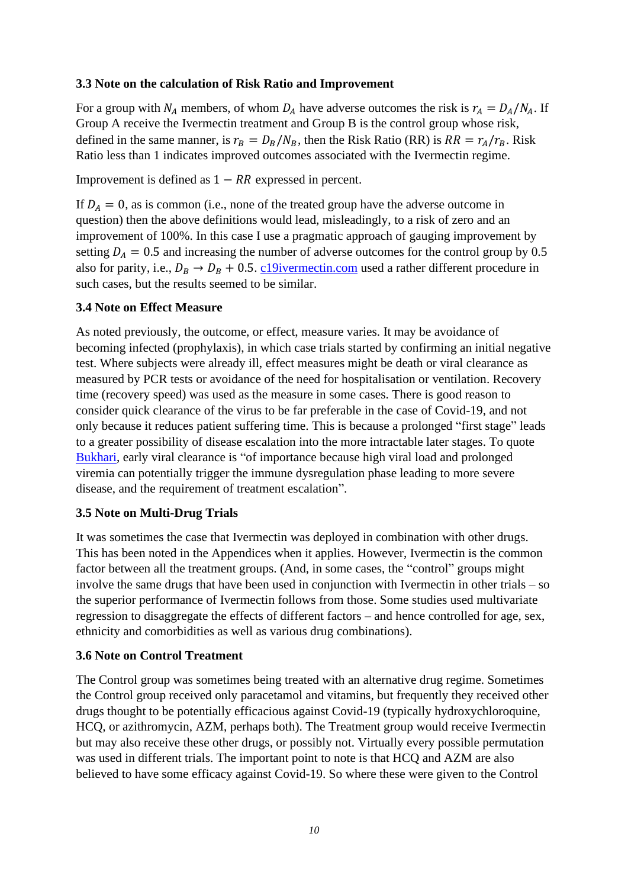### 3.3 Note on the calculation of Risk Ratio and Improvement

For a group with $N_A$ members, of whom $D_A$ have adverse outcomes the risk is $r_A = D_A/N_A$. If Group A receive the Ivermectin treatment and Group B is the control group whose risk, defined in the same manner, is $r_B = D_B/N_B$, then the Risk Ratio (RR) is $RR = r_A/r_B$. Risk Ratio less than 1 indicates improved outcomes associated with the Ivermectin regime.

Improvement is defined as $1 - RR$ expressed in percent.

If $D_A = 0$, as is common (i.e., none of the treated group have the adverse outcome in question) then the above definitions would lead, misleadingly, to a risk of zero and an improvement of 100%. In this case I use a pragmatic approach of gauging improvement by setting $D_A = 0.5$ and increasing the number of adverse outcomes for the control group by 0.5 also for parity, i.e., $D_B \rightarrow D_B + 0.5$. c19ivermectin.com used a rather different procedure in such cases, but the results seemed to be similar.

### 3.4 Note on Effect Measure

As noted previously, the outcome, or effect, measure varies. It may be avoidance of becoming infected (prophylaxis), in which case trials started by confirming an initial negative test. Where subjects were already ill, effect measures might be death or viral clearance as measured by PCR tests or avoidance of the need for hospitalisation or ventilation. Recovery time (recovery speed) was used as the measure in some cases. There is good reason to consider quick clearance of the virus to be far preferable in the case of Covid-19, and not only because it reduces patient suffering time. This is because a prolonged "first stage" leads to a greater possibility of disease escalation into the more intractable later stages. To quote Bukhari, early viral clearance is "of importance because high viral load and prolonged viremia can potentially trigger the immune dysregulation phase leading to more severe disease, and the requirement of treatment escalation".

### 3.5 Note on Multi-Drug Trials

It was sometimes the case that Ivermectin was deployed in combination with other drugs. This has been noted in the Appendices when it applies. However, Ivermectin is the common factor between all the treatment groups. (And, in some cases, the "control" groups might involve the same drugs that have been used in conjunction with Ivermectin in other trials – so the superior performance of Ivermectin follows from those. Some studies used multivariate regression to disaggregate the effects of different factors – and hence controlled for age, sex, ethnicity and comorbidities as well as various drug combinations).

### 3.6 Note on Control Treatment

The Control group was sometimes being treated with an alternative drug regime. Sometimes the Control group received only paracetamol and vitamins, but frequently they received other drugs thought to be potentially efficacious against Covid-19 (typically hydroxychloroquine, HCQ, or azithromycin, AZM, perhaps both). The Treatment group would receive Ivermectin but may also receive these other drugs, or possibly not. Virtually every possible permutation was used in different trials. The important point to note is that HCQ and AZM are also believed to have some efficacy against Covid-19. So where these were given to the Control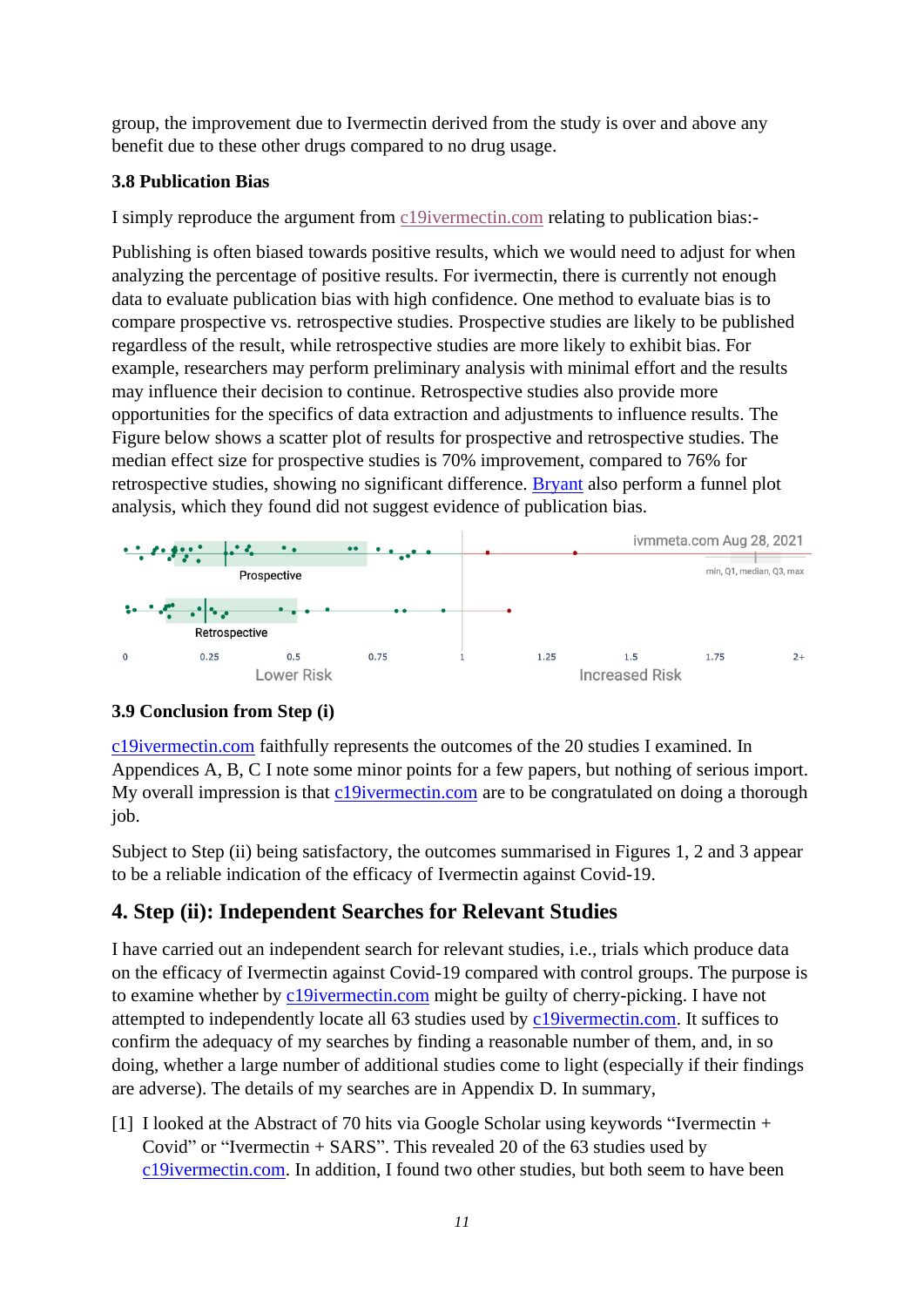group, the improvement due to Ivermectin derived from the study is over and above any benefit due to these other drugs compared to no drug usage.

### 3.8 Publication Bias

I simply reproduce the argument from c19ivermectin.com relating to publication bias:-

Publishing is often biased towards positive results, which we would need to adjust for when analyzing the percentage of positive results. For ivermectin, there is currently not enough data to evaluate publication bias with high confidence. One method to evaluate bias is to compare prospective vs. retrospective studies. Prospective studies are likely to be published regardless of the result, while retrospective studies are more likely to exhibit bias. For example, researchers may perform preliminary analysis with minimal effort and the results may influence their decision to continue. Retrospective studies also provide more opportunities for the specifics of data extraction and adjustments to influence results. The Figure below shows a scatter plot of results for prospective and retrospective studies. The median effect size for prospective studies is 70% improvement, compared to 76% for retrospective studies, showing no significant difference. Bryant also perform a funnel plot analysis, which they found did not suggest evidence of publication bias.

ivmmeta.com Aug 28, 2021

min, Q1, median, Q3, max

Prospective

Retrospective

0 0.25 0.5 0.75 1 1.25 1.5 1.75 2+

Lower Risk Increased Risk

### 3.9 Conclusion from Step (i)

c19ivermectin.com faithfully represents the outcomes of the 20 studies I examined. In Appendices A, B, C I note some minor points for a few papers, but nothing of serious import. My overall impression is that c19ivermectin.com are to be congratulated on doing a thorough job.

Subject to Step (ii) being satisfactory, the outcomes summarised in Figures 1, 2 and 3 appear to be a reliable indication of the efficacy of Ivermectin against Covid-19.

## 4. Step (ii): Independent Searches for Relevant Studies

I have carried out an independent search for relevant studies, i.e., trials which produce data on the efficacy of Ivermectin against Covid-19 compared with control groups. The purpose is to examine whether by c19ivermectin.com might be guilty of cherry-picking. I have not attempted to independently locate all 63 studies used by c19ivermectin.com. It suffices to confirm the adequacy of my searches by finding a reasonable number of them, and, in so doing, whether a large number of additional studies come to light (especially if their findings are adverse). The details of my searches are in Appendix D. In summary,

[1] I looked at the Abstract of 70 hits via Google Scholar using keywords “Ivermectin + Covid” or “Ivermectin + SARS”. This revealed 20 of the 63 studies used by c19ivermectin.com. In addition, I found two other studies, but both seem to have been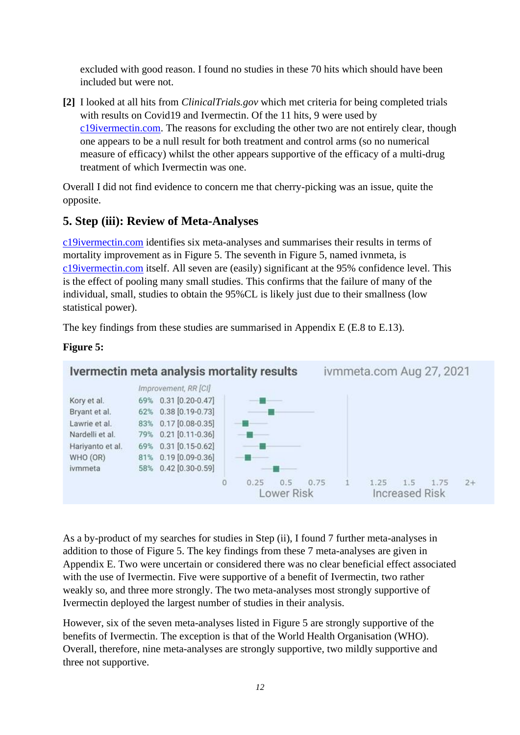excluded with good reason. I found no studies in these 70 hits which should have been included but were not.

**[2]** I looked at all hits from *ClinicalTrials.gov* which met criteria for being completed trials with results on Covid19 and Ivermectin. Of the 11 hits, 9 were used by c19ivermectin.com. The reasons for excluding the other two are not entirely clear, though one appears to be a null result for both treatment and control arms (so no numerical measure of efficacy) whilst the other appears supportive of the efficacy of a multi-drug treatment of which Ivermectin was one.

Overall I did not find evidence to concern me that cherry-picking was an issue, quite the opposite.

## 5. Step (iii): Review of Meta-Analyses

c19ivermectin.com identifies six meta-analyses and summarises their results in terms of mortality improvement as in Figure 5. The seventh in Figure 5, named ivnmeta, is c19ivermectin.com itself. All seven are (easily) significant at the 95% confidence level. This is the effect of pooling many small studies. This confirms that the failure of many of the individual, small, studies to obtain the 95%CL is likely just due to their smallness (low statistical power).

The key findings from these studies are summarised in Appendix E (E.8 to E.13).

**Figure 5:**

**Ivermectin meta analysis mortality results** — ivmmeta.com Aug 27, 2021

| Study | Improvement | RR [CI] |
|---|---|---|
| Kory et al. | 69% | 0.31 [0.20-0.47] |
| Bryant et al. | 62% | 0.38 [0.19-0.73] |
| Lawrie et al. | 83% | 0.17 [0.08-0.35] |
| Nardelli et al. | 79% | 0.21 [0.11-0.36] |
| Hariyanto et al. | 69% | 0.31 [0.15-0.62] |
| WHO (OR) | 81% | 0.19 [0.09-0.36] |
| ivmmeta | 58% | 0.42 [0.30-0.59] |

As a by-product of my searches for studies in Step (ii), I found 7 further meta-analyses in addition to those of Figure 5. The key findings from these 7 meta-analyses are given in Appendix E. Two were uncertain or considered there was no clear beneficial effect associated with the use of Ivermectin. Five were supportive of a benefit of Ivermectin, two rather weakly so, and three more strongly. The two meta-analyses most strongly supportive of Ivermectin deployed the largest number of studies in their analysis.

However, six of the seven meta-analyses listed in Figure 5 are strongly supportive of the benefits of Ivermectin. The exception is that of the World Health Organisation (WHO). Overall, therefore, nine meta-analyses are strongly supportive, two mildly supportive and three not supportive.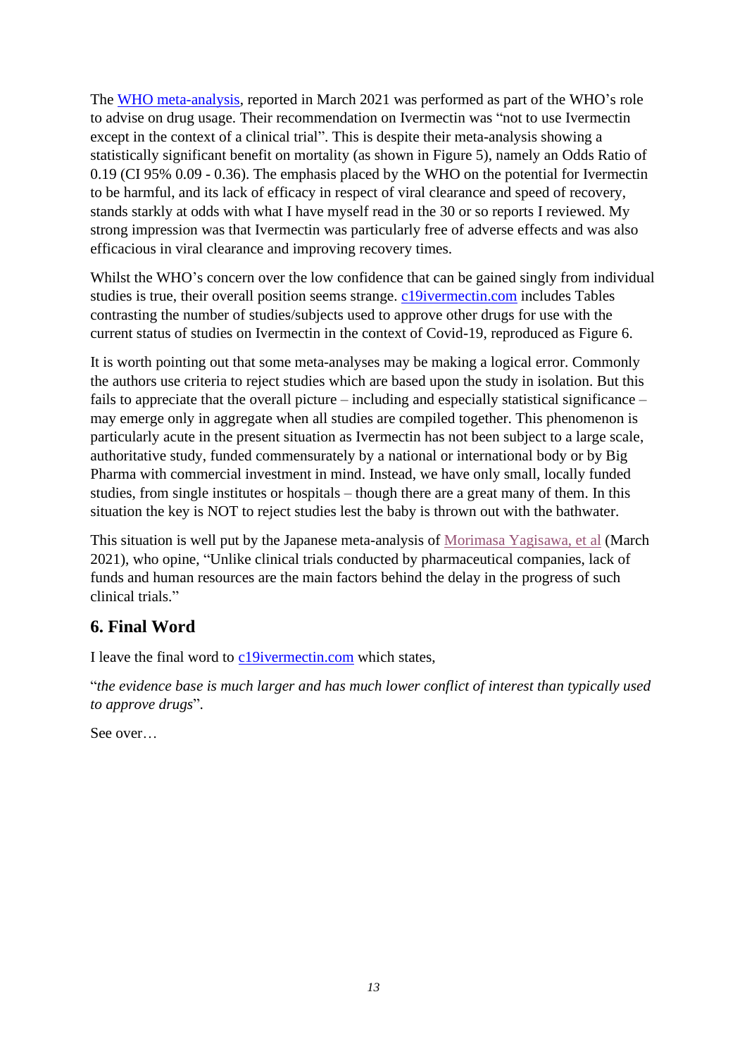The WHO meta-analysis, reported in March 2021 was performed as part of the WHO's role to advise on drug usage. Their recommendation on Ivermectin was "not to use Ivermectin except in the context of a clinical trial". This is despite their meta-analysis showing a statistically significant benefit on mortality (as shown in Figure 5), namely an Odds Ratio of 0.19 (CI 95% 0.09 - 0.36). The emphasis placed by the WHO on the potential for Ivermectin to be harmful, and its lack of efficacy in respect of viral clearance and speed of recovery, stands starkly at odds with what I have myself read in the 30 or so reports I reviewed. My strong impression was that Ivermectin was particularly free of adverse effects and was also efficacious in viral clearance and improving recovery times.

Whilst the WHO's concern over the low confidence that can be gained singly from individual studies is true, their overall position seems strange. c19ivermectin.com includes Tables contrasting the number of studies/subjects used to approve other drugs for use with the current status of studies on Ivermectin in the context of Covid-19, reproduced as Figure 6.

It is worth pointing out that some meta-analyses may be making a logical error. Commonly the authors use criteria to reject studies which are based upon the study in isolation. But this fails to appreciate that the overall picture – including and especially statistical significance – may emerge only in aggregate when all studies are compiled together. This phenomenon is particularly acute in the present situation as Ivermectin has not been subject to a large scale, authoritative study, funded commensurately by a national or international body or by Big Pharma with commercial investment in mind. Instead, we have only small, locally funded studies, from single institutes or hospitals – though there are a great many of them. In this situation the key is NOT to reject studies lest the baby is thrown out with the bathwater.

This situation is well put by the Japanese meta-analysis of Morimasa Yagisawa, et al (March 2021), who opine, "Unlike clinical trials conducted by pharmaceutical companies, lack of funds and human resources are the main factors behind the delay in the progress of such clinical trials."

## 6. Final Word

I leave the final word to c19ivermectin.com which states,

"*the evidence base is much larger and has much lower conflict of interest than typically used to approve drugs*".

See over…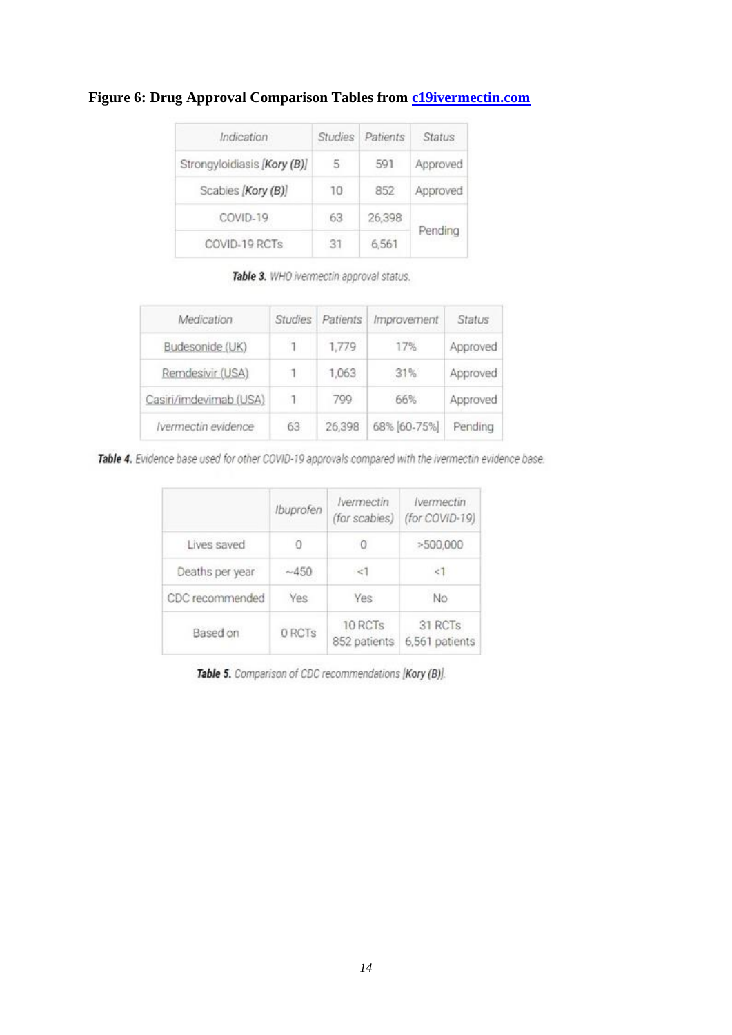**Figure 6: Drug Approval Comparison Tables from c19ivermectin.com**

| Indication | Studies | Patients | Status |
|---|---|---|---|
| Strongyloidiasis [Kory (B)] | 5 | 591 | Approved |
| Scabies [Kory (B)] | 10 | 852 | Approved |
| COVID-19 | 63 | 26,398 | Pending |
| COVID-19 RCTs | 31 | 6,561 | |

***Table 3.*** *WHO ivermectin approval status.*

| Medication | Studies | Patients | Improvement | Status |
|---|---|---|---|---|
| Budesonide (UK) | 1 | 1,779 | 17% | Approved |
| Remdesivir (USA) | 1 | 1,063 | 31% | Approved |
| Casiri/imdevimab (USA) | 1 | 799 | 66% | Approved |
| Ivermectin evidence | 63 | 26,398 | 68% [60-75%] | Pending |

***Table 4.*** *Evidence base used for other COVID-19 approvals compared with the ivermectin evidence base.*

| | Ibuprofen | Ivermectin (for scabies) | Ivermectin (for COVID-19) |
|---|---|---|---|
| Lives saved | 0 | 0 | >500,000 |
| Deaths per year | ~450 | <1 | <1 |
| CDC recommended | Yes | Yes | No |
| Based on | 0 RCTs | 10 RCTs 852 patients | 31 RCTs 6,561 patients |

***Table 5.*** *Comparison of CDC recommendations* [**Kory (B)**].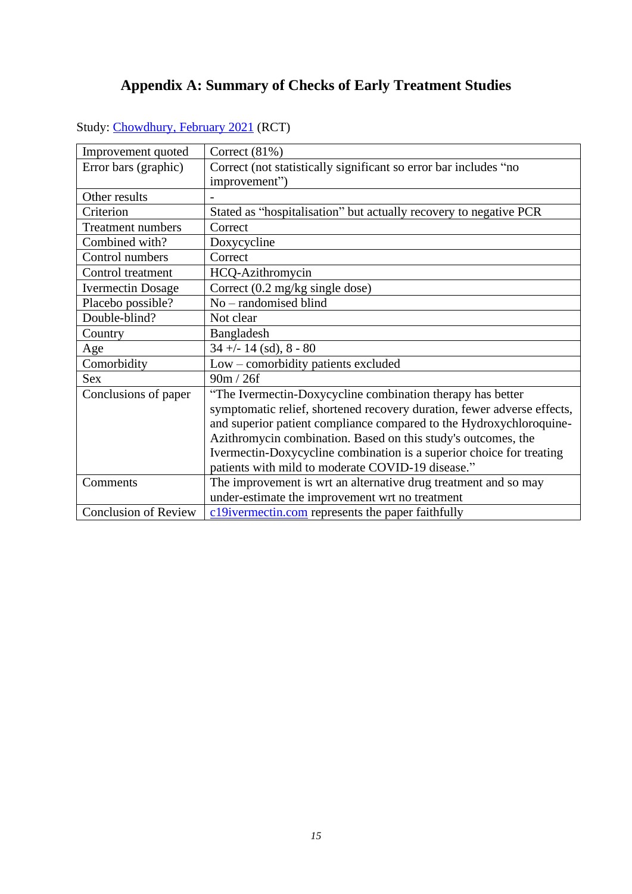# Appendix A: Summary of Checks of Early Treatment Studies

Study: Chowdhury, February 2021 (RCT)

| Improvement quoted | Correct (81%) |
|---|---|
| Error bars (graphic) | Correct (not statistically significant so error bar includes "no improvement") |
| Other results | - |
| Criterion | Stated as "hospitalisation" but actually recovery to negative PCR |
| Treatment numbers | Correct |
| Combined with? | Doxycycline |
| Control numbers | Correct |
| Control treatment | HCQ-Azithromycin |
| Ivermectin Dosage | Correct (0.2 mg/kg single dose) |
| Placebo possible? | No – randomised blind |
| Double-blind? | Not clear |
| Country | Bangladesh |
| Age | 34 +/- 14 (sd), 8 - 80 |
| Comorbidity | Low – comorbidity patients excluded |
| Sex | 90m / 26f |
| Conclusions of paper | "The Ivermectin-Doxycycline combination therapy has better symptomatic relief, shortened recovery duration, fewer adverse effects, and superior patient compliance compared to the Hydroxychloroquine-Azithromycin combination. Based on this study's outcomes, the Ivermectin-Doxycycline combination is a superior choice for treating patients with mild to moderate COVID-19 disease." |
| Comments | The improvement is wrt an alternative drug treatment and so may under-estimate the improvement wrt no treatment |
| Conclusion of Review | c19ivermectin.com represents the paper faithfully |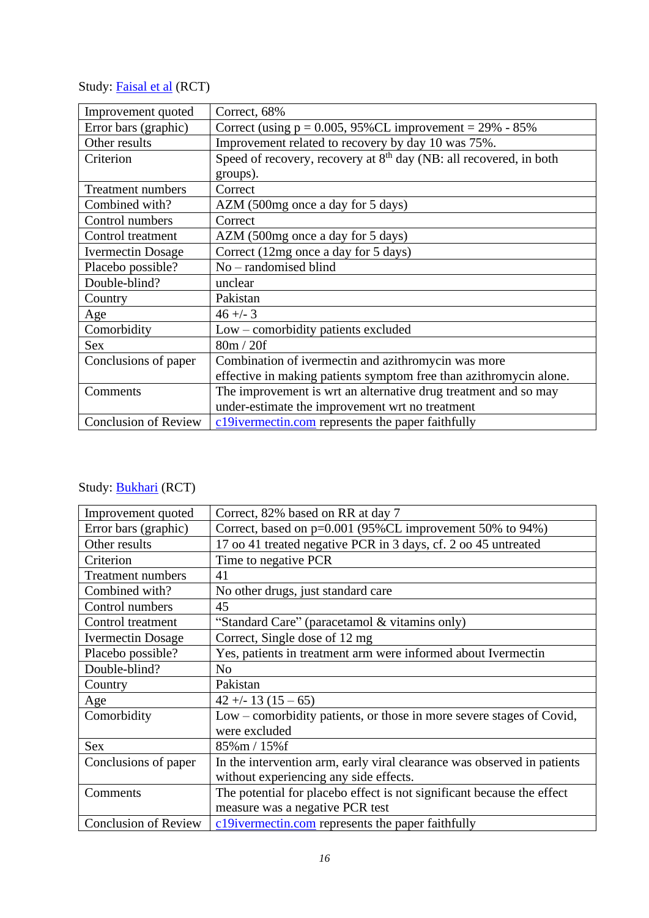Study: Faisal et al (RCT)

| | |
|---|---|
| Improvement quoted | Correct, 68% |
| Error bars (graphic) | Correct (using p = 0.005, 95%CL improvement = 29% - 85% |
| Other results | Improvement related to recovery by day 10 was 75%. |
| Criterion | Speed of recovery, recovery at 8th day (NB: all recovered, in both groups). |
| Treatment numbers | Correct |
| Combined with? | AZM (500mg once a day for 5 days) |
| Control numbers | Correct |
| Control treatment | AZM (500mg once a day for 5 days) |
| Ivermectin Dosage | Correct (12mg once a day for 5 days) |
| Placebo possible? | No – randomised blind |
| Double-blind? | unclear |
| Country | Pakistan |
| Age | 46 +/- 3 |
| Comorbidity | Low – comorbidity patients excluded |
| Sex | 80m / 20f |
| Conclusions of paper | Combination of ivermectin and azithromycin was more effective in making patients symptom free than azithromycin alone. |
| Comments | The improvement is wrt an alternative drug treatment and so may under-estimate the improvement wrt no treatment |
| Conclusion of Review | c19ivermectin.com represents the paper faithfully |

Study: Bukhari (RCT)

| | |
|---|---|
| Improvement quoted | Correct, 82% based on RR at day 7 |
| Error bars (graphic) | Correct, based on p=0.001 (95%CL improvement 50% to 94%) |
| Other results | 17 oo 41 treated negative PCR in 3 days, cf. 2 oo 45 untreated |
| Criterion | Time to negative PCR |
| Treatment numbers | 41 |
| Combined with? | No other drugs, just standard care |
| Control numbers | 45 |
| Control treatment | "Standard Care" (paracetamol & vitamins only) |
| Ivermectin Dosage | Correct, Single dose of 12 mg |
| Placebo possible? | Yes, patients in treatment arm were informed about Ivermectin |
| Double-blind? | No |
| Country | Pakistan |
| Age | 42 +/- 13 (15 – 65) |
| Comorbidity | Low – comorbidity patients, or those in more severe stages of Covid, were excluded |
| Sex | 85%m / 15%f |
| Conclusions of paper | In the intervention arm, early viral clearance was observed in patients without experiencing any side effects. |
| Comments | The potential for placebo effect is not significant because the effect measure was a negative PCR test |
| Conclusion of Review | c19ivermectin.com represents the paper faithfully |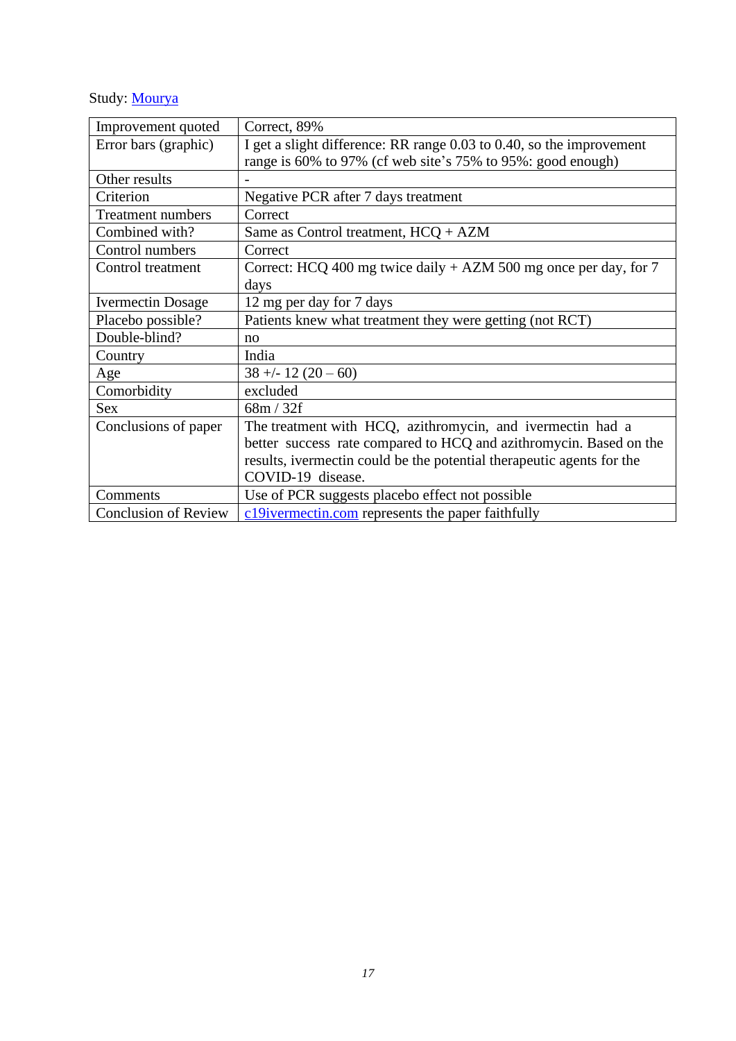Study: [Mourya](Mourya)

| Improvement quoted | Correct, 89% |
|---|---|
| Error bars (graphic) | I get a slight difference: RR range 0.03 to 0.40, so the improvement range is 60% to 97% (cf web site's 75% to 95%: good enough) |
| Other results | - |
| Criterion | Negative PCR after 7 days treatment |
| Treatment numbers | Correct |
| Combined with? | Same as Control treatment, HCQ + AZM |
| Control numbers | Correct |
| Control treatment | Correct: HCQ 400 mg twice daily + AZM 500 mg once per day, for 7 days |
| Ivermectin Dosage | 12 mg per day for 7 days |
| Placebo possible? | Patients knew what treatment they were getting (not RCT) |
| Double-blind? | no |
| Country | India |
| Age | 38 +/- 12 (20 – 60) |
| Comorbidity | excluded |
| Sex | 68m / 32f |
| Conclusions of paper | The treatment with HCQ, azithromycin, and ivermectin had a better success rate compared to HCQ and azithromycin. Based on the results, ivermectin could be the potential therapeutic agents for the COVID-19 disease. |
| Comments | Use of PCR suggests placebo effect not possible |
| Conclusion of Review | [c19ivermectin.com](c19ivermectin.com) represents the paper faithfully |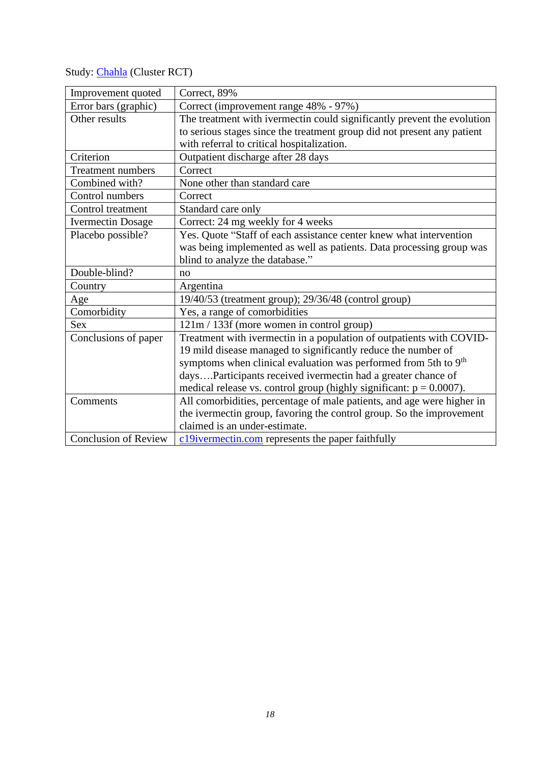Study: [Chahla](#) (Cluster RCT)

| | |
|---|---|
| Improvement quoted | Correct, 89% |
| Error bars (graphic) | Correct (improvement range 48% - 97%) |
| Other results | The treatment with ivermectin could significantly prevent the evolution to serious stages since the treatment group did not present any patient with referral to critical hospitalization. |
| Criterion | Outpatient discharge after 28 days |
| Treatment numbers | Correct |
| Combined with? | None other than standard care |
| Control numbers | Correct |
| Control treatment | Standard care only |
| Ivermectin Dosage | Correct: 24 mg weekly for 4 weeks |
| Placebo possible? | Yes. Quote "Staff of each assistance center knew what intervention was being implemented as well as patients. Data processing group was blind to analyze the database." |
| Double-blind? | no |
| Country | Argentina |
| Age | 19/40/53 (treatment group); 29/36/48 (control group) |
| Comorbidity | Yes, a range of comorbidities |
| Sex | 121m / 133f (more women in control group) |
| Conclusions of paper | Treatment with ivermectin in a population of outpatients with COVID-19 mild disease managed to significantly reduce the number of symptoms when clinical evaluation was performed from 5th to 9th days….Participants received ivermectin had a greater chance of medical release vs. control group (highly significant: $p = 0.0007$). |
| Comments | All comorbidities, percentage of male patients, and age were higher in the ivermectin group, favoring the control group. So the improvement claimed is an under-estimate. |
| Conclusion of Review | [c19ivermectin.com](#) represents the paper faithfully |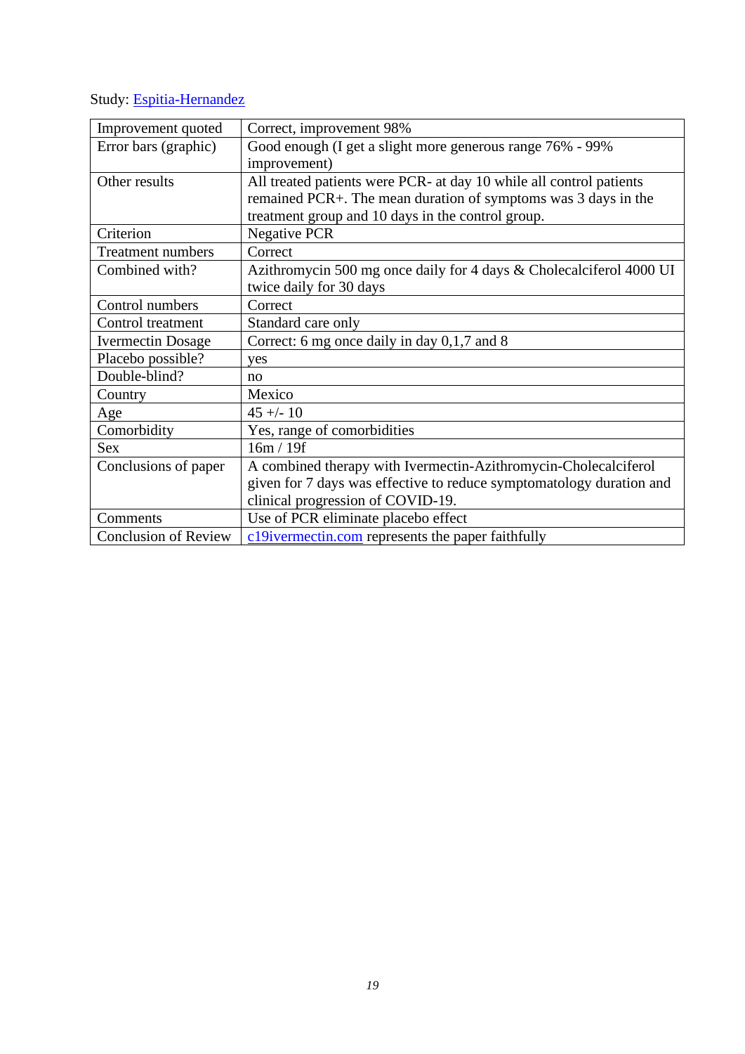Study: Espitia-Hernandez

| | |
|---|---|
| Improvement quoted | Correct, improvement 98% |
| Error bars (graphic) | Good enough (I get a slight more generous range 76% - 99% improvement) |
| Other results | All treated patients were PCR- at day 10 while all control patients remained PCR+. The mean duration of symptoms was 3 days in the treatment group and 10 days in the control group. |
| Criterion | Negative PCR |
| Treatment numbers | Correct |
| Combined with? | Azithromycin 500 mg once daily for 4 days & Cholecalciferol 4000 UI twice daily for 30 days |
| Control numbers | Correct |
| Control treatment | Standard care only |
| Ivermectin Dosage | Correct: 6 mg once daily in day 0,1,7 and 8 |
| Placebo possible? | yes |
| Double-blind? | no |
| Country | Mexico |
| Age | 45 +/- 10 |
| Comorbidity | Yes, range of comorbidities |
| Sex | 16m / 19f |
| Conclusions of paper | A combined therapy with Ivermectin-Azithromycin-Cholecalciferol given for 7 days was effective to reduce symptomatology duration and clinical progression of COVID-19. |
| Comments | Use of PCR eliminate placebo effect |
| Conclusion of Review | c19ivermectin.com represents the paper faithfully |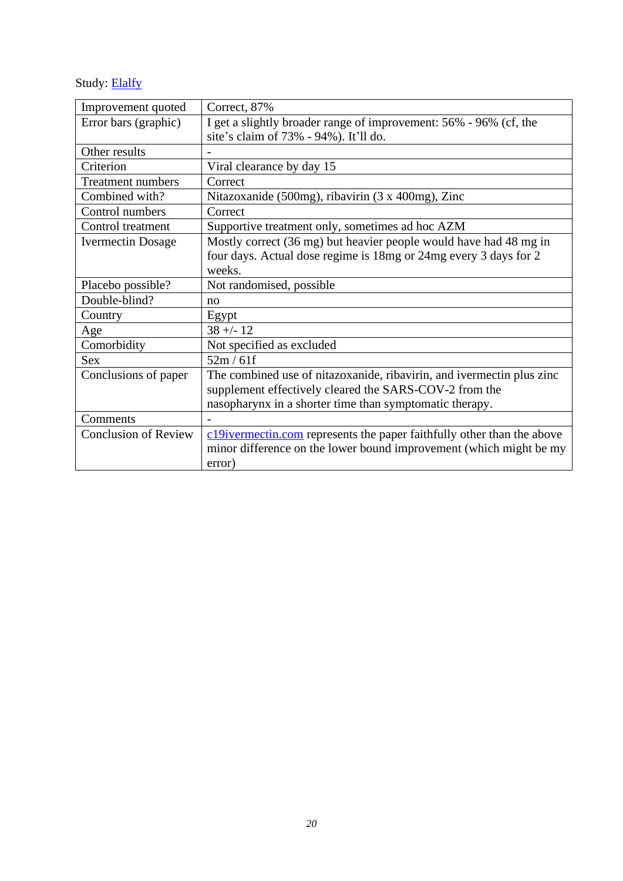Study: [Elalfy]()

| | |
|---|---|
| Improvement quoted | Correct, 87% |
| Error bars (graphic) | I get a slightly broader range of improvement: 56% - 96% (cf, the site's claim of 73% - 94%). It'll do. |
| Other results | - |
| Criterion | Viral clearance by day 15 |
| Treatment numbers | Correct |
| Combined with? | Nitazoxanide (500mg), ribavirin (3 x 400mg), Zinc |
| Control numbers | Correct |
| Control treatment | Supportive treatment only, sometimes ad hoc AZM |
| Ivermectin Dosage | Mostly correct (36 mg) but heavier people would have had 48 mg in four days. Actual dose regime is 18mg or 24mg every 3 days for 2 weeks. |
| Placebo possible? | Not randomised, possible |
| Double-blind? | no |
| Country | Egypt |
| Age | 38 +/- 12 |
| Comorbidity | Not specified as excluded |
| Sex | 52m / 61f |
| Conclusions of paper | The combined use of nitazoxanide, ribavirin, and ivermectin plus zinc supplement effectively cleared the SARS-COV-2 from the nasopharynx in a shorter time than symptomatic therapy. |
| Comments | - |
| Conclusion of Review | [c19ivermectin.com]() represents the paper faithfully other than the above minor difference on the lower bound improvement (which might be my error) |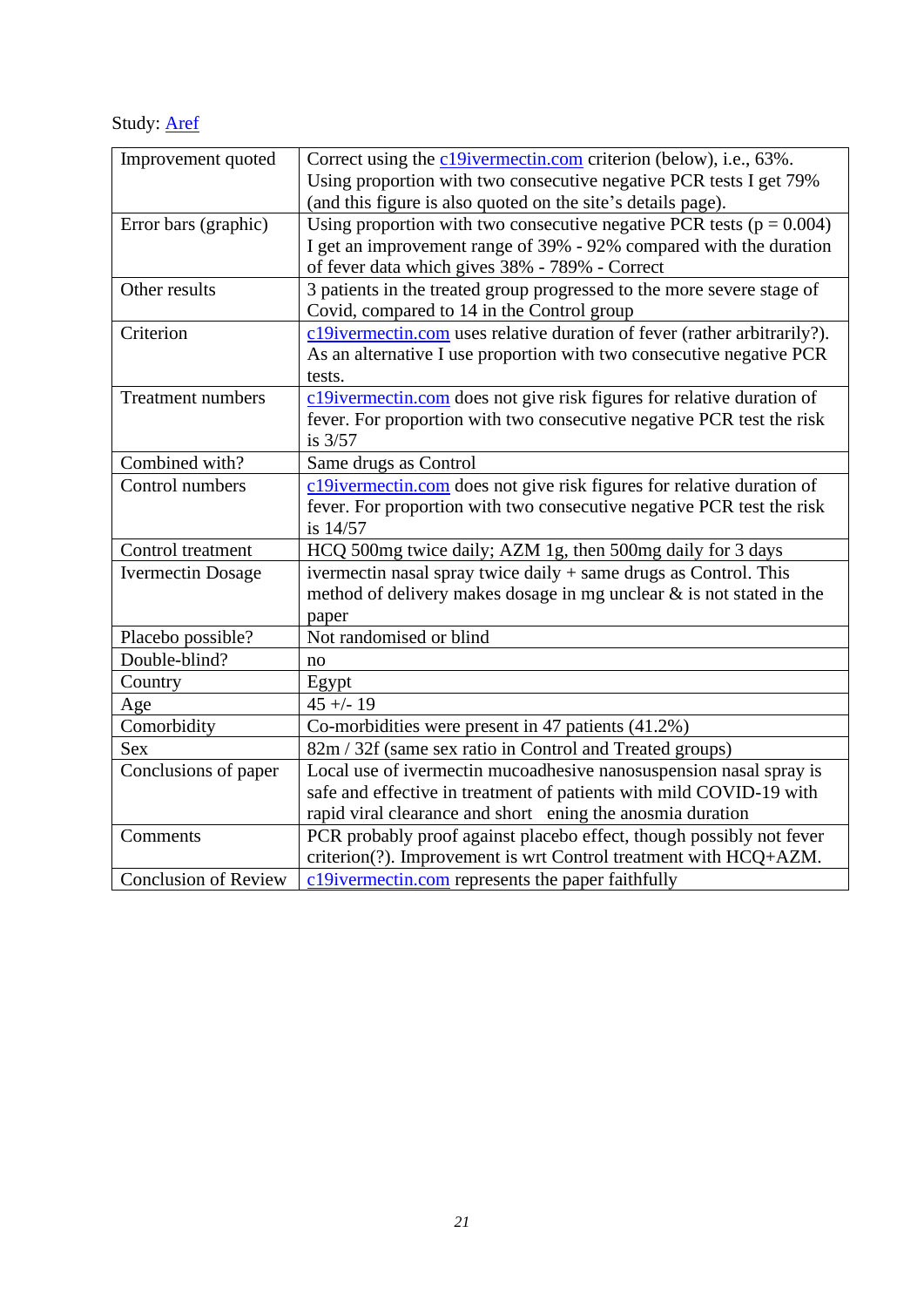Study: Aref

| | |
|---|---|
| Improvement quoted | Correct using the c19ivermectin.com criterion (below), i.e., 63%. Using proportion with two consecutive negative PCR tests I get 79% (and this figure is also quoted on the site's details page). |
| Error bars (graphic) | Using proportion with two consecutive negative PCR tests ($p = 0.004$) I get an improvement range of 39% - 92% compared with the duration of fever data which gives 38% - 789% - Correct |
| Other results | 3 patients in the treated group progressed to the more severe stage of Covid, compared to 14 in the Control group |
| Criterion | c19ivermectin.com uses relative duration of fever (rather arbitrarily?). As an alternative I use proportion with two consecutive negative PCR tests. |
| Treatment numbers | c19ivermectin.com does not give risk figures for relative duration of fever. For proportion with two consecutive negative PCR test the risk is 3/57 |
| Combined with? | Same drugs as Control |
| Control numbers | c19ivermectin.com does not give risk figures for relative duration of fever. For proportion with two consecutive negative PCR test the risk is 14/57 |
| Control treatment | HCQ 500mg twice daily; AZM 1g, then 500mg daily for 3 days |
| Ivermectin Dosage | ivermectin nasal spray twice daily + same drugs as Control. This method of delivery makes dosage in mg unclear & is not stated in the paper |
| Placebo possible? | Not randomised or blind |
| Double-blind? | no |
| Country | Egypt |
| Age | 45 +/- 19 |
| Comorbidity | Co-morbidities were present in 47 patients (41.2%) |
| Sex | 82m / 32f (same sex ratio in Control and Treated groups) |
| Conclusions of paper | Local use of ivermectin mucoadhesive nanosuspension nasal spray is safe and effective in treatment of patients with mild COVID-19 with rapid viral clearance and short ening the anosmia duration |
| Comments | PCR probably proof against placebo effect, though possibly not fever criterion(?). Improvement is wrt Control treatment with HCQ+AZM. |
| Conclusion of Review | c19ivermectin.com represents the paper faithfully |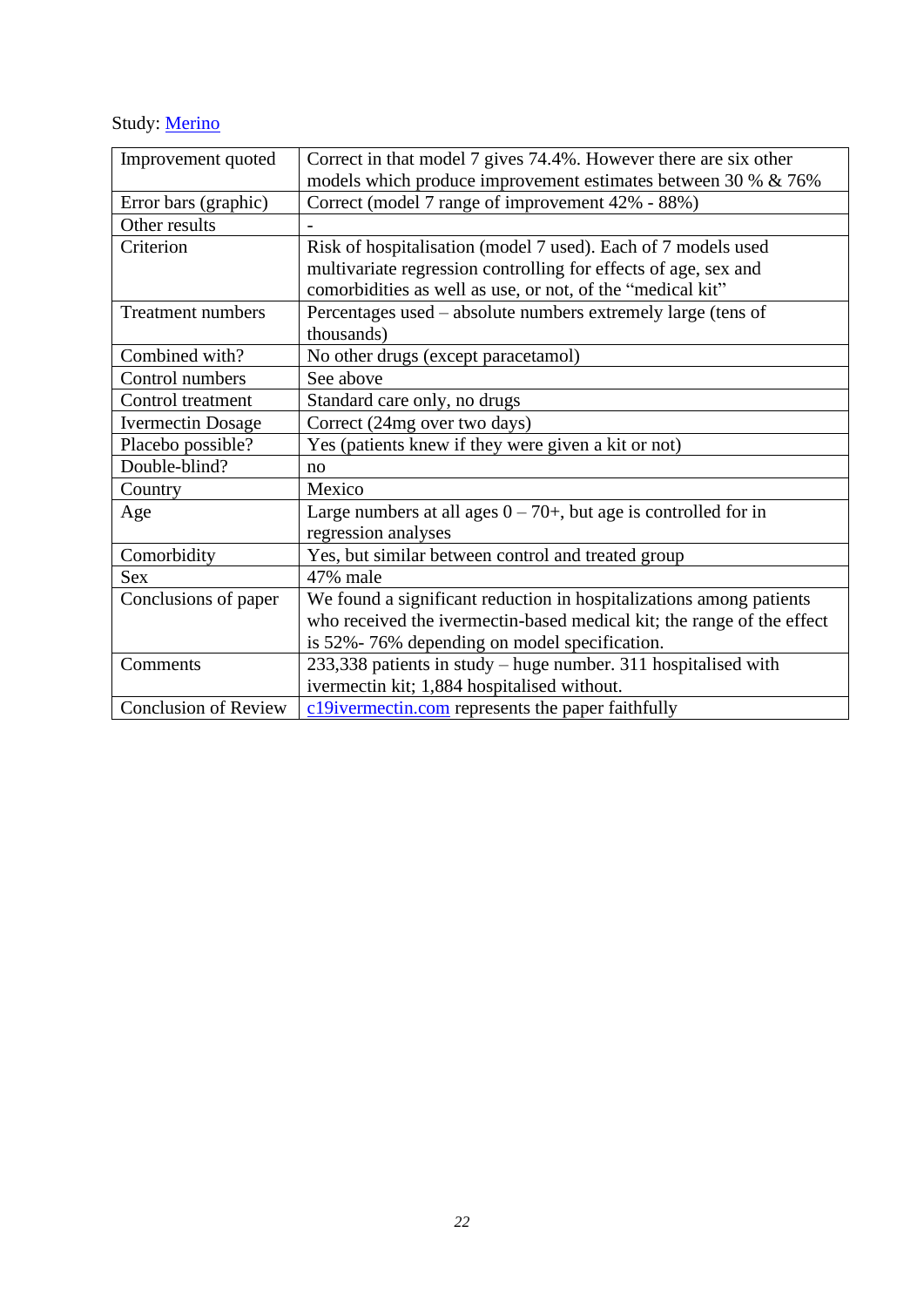Study: [Merino]

| | |
|---|---|
| Improvement quoted | Correct in that model 7 gives 74.4%. However there are six other models which produce improvement estimates between 30 % & 76% |
| Error bars (graphic) | Correct (model 7 range of improvement 42% - 88%) |
| Other results | - |
| Criterion | Risk of hospitalisation (model 7 used). Each of 7 models used multivariate regression controlling for effects of age, sex and comorbidities as well as use, or not, of the "medical kit" |
| Treatment numbers | Percentages used – absolute numbers extremely large (tens of thousands) |
| Combined with? | No other drugs (except paracetamol) |
| Control numbers | See above |
| Control treatment | Standard care only, no drugs |
| Ivermectin Dosage | Correct (24mg over two days) |
| Placebo possible? | Yes (patients knew if they were given a kit or not) |
| Double-blind? | no |
| Country | Mexico |
| Age | Large numbers at all ages 0 – 70+, but age is controlled for in regression analyses |
| Comorbidity | Yes, but similar between control and treated group |
| Sex | 47% male |
| Conclusions of paper | We found a significant reduction in hospitalizations among patients who received the ivermectin-based medical kit; the range of the effect is 52%- 76% depending on model specification. |
| Comments | 233,338 patients in study – huge number. 311 hospitalised with ivermectin kit; 1,884 hospitalised without. |
| Conclusion of Review | c19ivermectin.com represents the paper faithfully |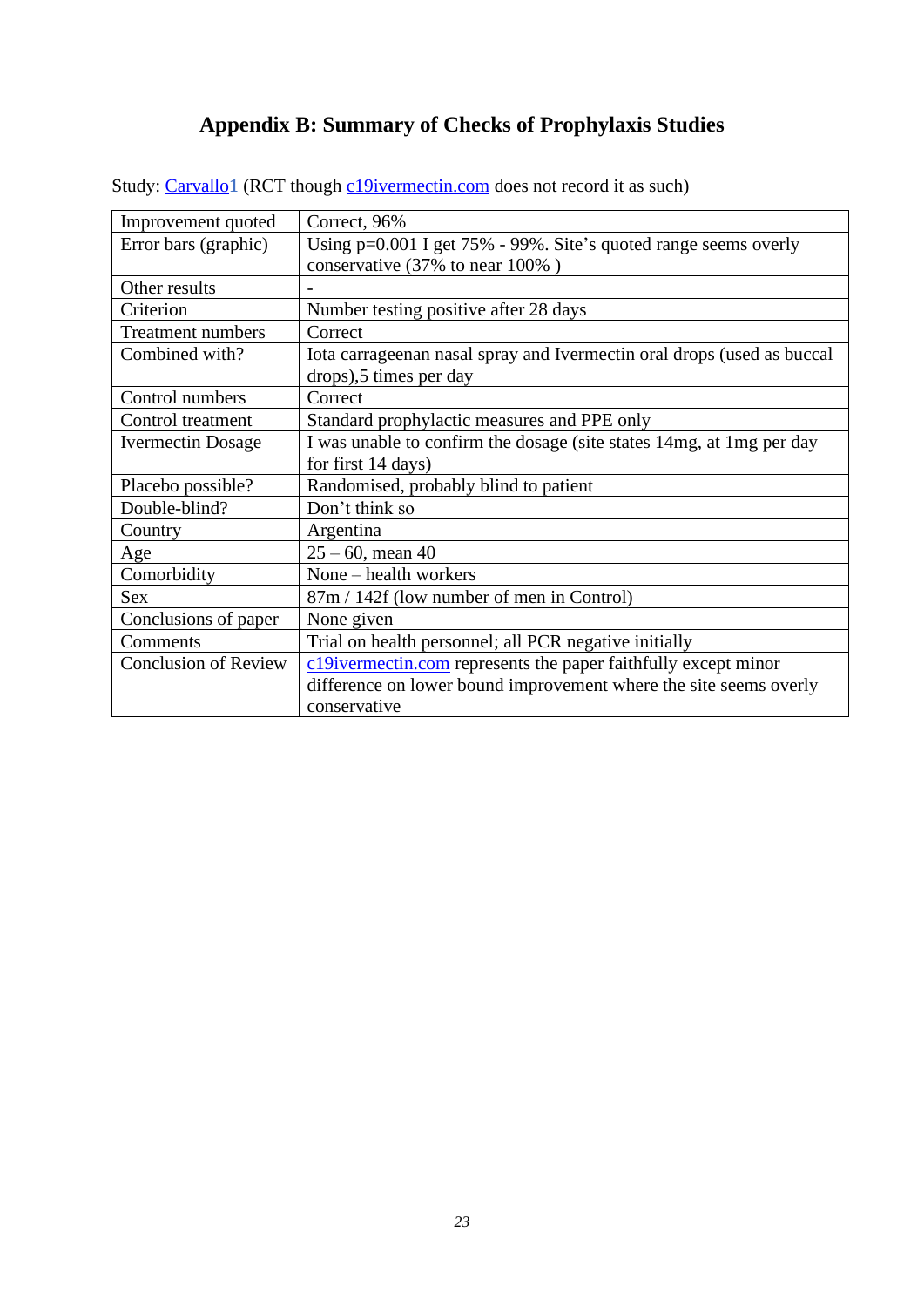# Appendix B: Summary of Checks of Prophylaxis Studies

Study: Carvallo**1** (RCT though c19ivermectin.com does not record it as such)

| | |
|---|---|
| Improvement quoted | Correct, 96% |
| Error bars (graphic) | Using p=0.001 I get 75% - 99%. Site's quoted range seems overly conservative (37% to near 100% ) |
| Other results | - |
| Criterion | Number testing positive after 28 days |
| Treatment numbers | Correct |
| Combined with? | Iota carrageenan nasal spray and Ivermectin oral drops (used as buccal drops),5 times per day |
| Control numbers | Correct |
| Control treatment | Standard prophylactic measures and PPE only |
| Ivermectin Dosage | I was unable to confirm the dosage (site states 14mg, at 1mg per day for first 14 days) |
| Placebo possible? | Randomised, probably blind to patient |
| Double-blind? | Don't think so |
| Country | Argentina |
| Age | 25 – 60, mean 40 |
| Comorbidity | None – health workers |
| Sex | 87m / 142f (low number of men in Control) |
| Conclusions of paper | None given |
| Comments | Trial on health personnel; all PCR negative initially |
| Conclusion of Review | c19ivermectin.com represents the paper faithfully except minor difference on lower bound improvement where the site seems overly conservative |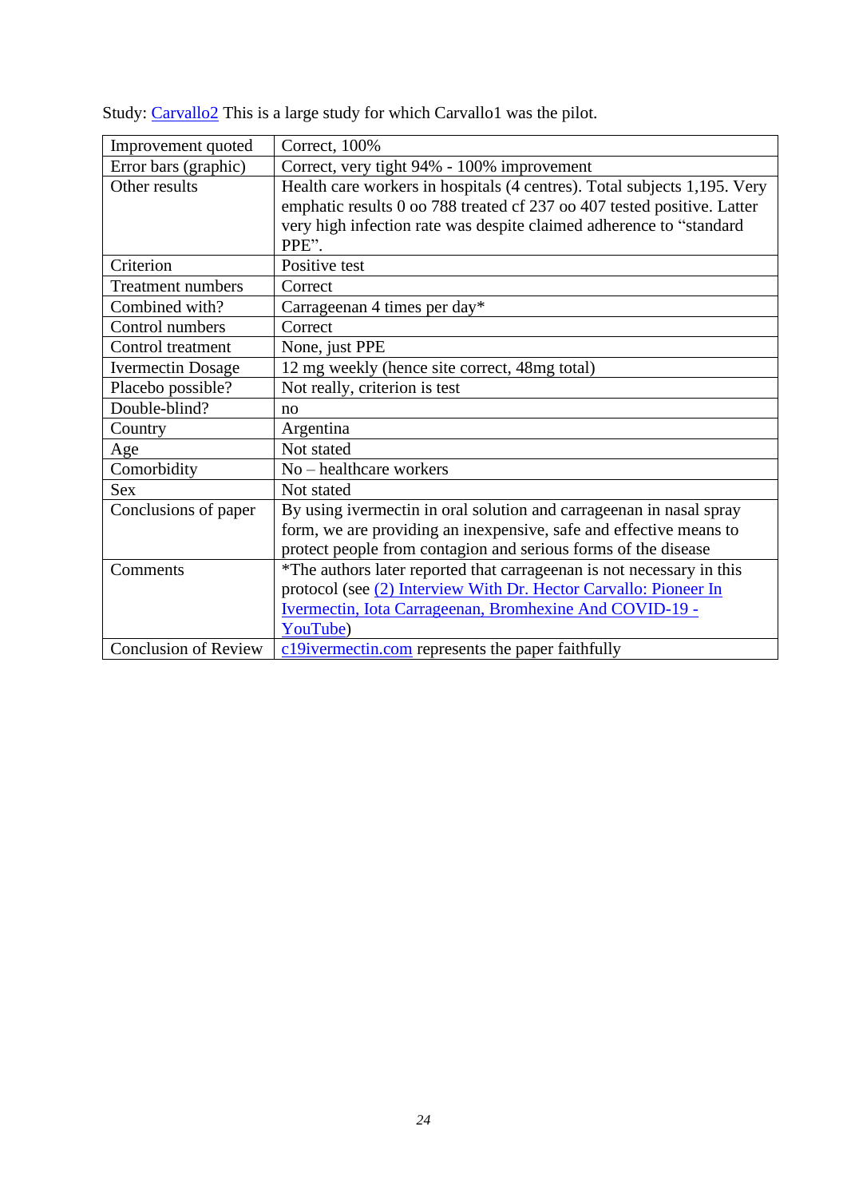Study: [Carvallo2](#) This is a large study for which Carvallo1 was the pilot.

| | |
|---|---|
| Improvement quoted | Correct, 100% |
| Error bars (graphic) | Correct, very tight 94% - 100% improvement |
| Other results | Health care workers in hospitals (4 centres). Total subjects 1,195. Very emphatic results 0 oo 788 treated cf 237 oo 407 tested positive. Latter very high infection rate was despite claimed adherence to "standard PPE". |
| Criterion | Positive test |
| Treatment numbers | Correct |
| Combined with? | Carrageenan 4 times per day* |
| Control numbers | Correct |
| Control treatment | None, just PPE |
| Ivermectin Dosage | 12 mg weekly (hence site correct, 48mg total) |
| Placebo possible? | Not really, criterion is test |
| Double-blind? | no |
| Country | Argentina |
| Age | Not stated |
| Comorbidity | No – healthcare workers |
| Sex | Not stated |
| Conclusions of paper | By using ivermectin in oral solution and carrageenan in nasal spray form, we are providing an inexpensive, safe and effective means to protect people from contagion and serious forms of the disease |
| Comments | *The authors later reported that carrageenan is not necessary in this protocol (see [(2) Interview With Dr. Hector Carvallo: Pioneer In Ivermectin, Iota Carrageenan, Bromhexine And COVID-19 - YouTube](#)) |
| Conclusion of Review | [c19ivermectin.com](#) represents the paper faithfully |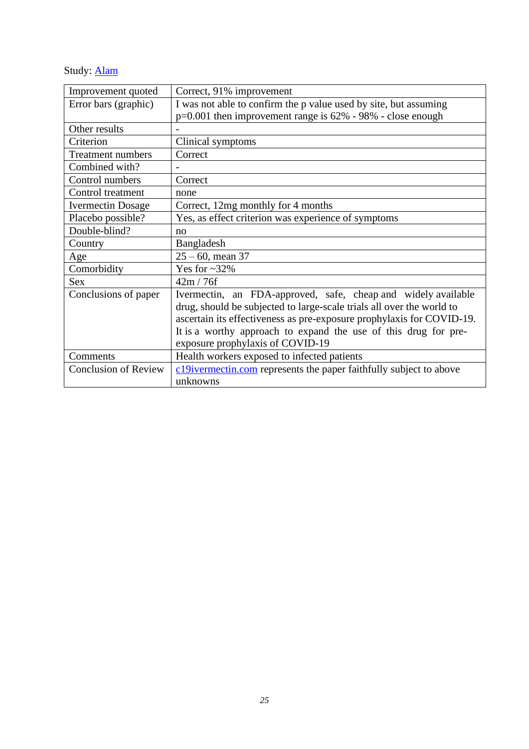Study: [Alam]

| | |
|---|---|
| Improvement quoted | Correct, 91% improvement |
| Error bars (graphic) | I was not able to confirm the p value used by site, but assuming p=0.001 then improvement range is 62% - 98% - close enough |
| Other results | - |
| Criterion | Clinical symptoms |
| Treatment numbers | Correct |
| Combined with? | - |
| Control numbers | Correct |
| Control treatment | none |
| Ivermectin Dosage | Correct, 12mg monthly for 4 months |
| Placebo possible? | Yes, as effect criterion was experience of symptoms |
| Double-blind? | no |
| Country | Bangladesh |
| Age | 25 – 60, mean 37 |
| Comorbidity | Yes for ~32% |
| Sex | 42m / 76f |
| Conclusions of paper | Ivermectin, an FDA-approved, safe, cheap and widely available drug, should be subjected to large-scale trials all over the world to ascertain its effectiveness as pre-exposure prophylaxis for COVID-19. It is a worthy approach to expand the use of this drug for pre-exposure prophylaxis of COVID-19 |
| Comments | Health workers exposed to infected patients |
| Conclusion of Review | [c19ivermectin.com] represents the paper faithfully subject to above unknowns |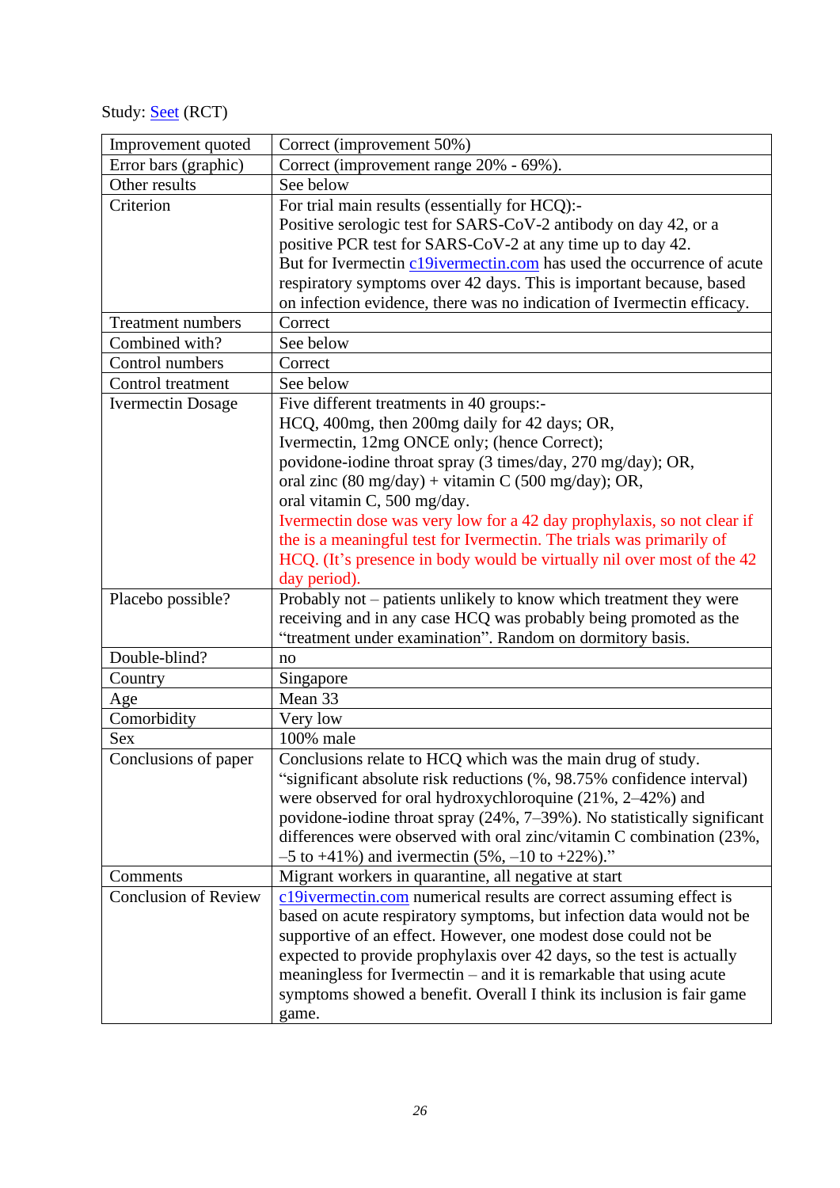Study: Seet (RCT)

| | |
|---|---|
| Improvement quoted | Correct (improvement 50%) |
| Error bars (graphic) | Correct (improvement range 20% - 69%). |
| Other results | See below |
| Criterion | For trial main results (essentially for HCQ):-<br>Positive serologic test for SARS-CoV-2 antibody on day 42, or a positive PCR test for SARS-CoV-2 at any time up to day 42.<br>But for Ivermectin c19ivermectin.com has used the occurrence of acute respiratory symptoms over 42 days. This is important because, based on infection evidence, there was no indication of Ivermectin efficacy. |
| Treatment numbers | Correct |
| Combined with? | See below |
| Control numbers | Correct |
| Control treatment | See below |
| Ivermectin Dosage | Five different treatments in 40 groups:-<br>HCQ, 400mg, then 200mg daily for 42 days; OR,<br>Ivermectin, 12mg ONCE only; (hence Correct);<br>povidone-iodine throat spray (3 times/day, 270 mg/day); OR,<br>oral zinc (80 mg/day) + vitamin C (500 mg/day); OR,<br>oral vitamin C, 500 mg/day.<br>Ivermectin dose was very low for a 42 day prophylaxis, so not clear if the is a meaningful test for Ivermectin. The trials was primarily of HCQ. (It's presence in body would be virtually nil over most of the 42 day period). |
| Placebo possible? | Probably not – patients unlikely to know which treatment they were receiving and in any case HCQ was probably being promoted as the "treatment under examination". Random on dormitory basis. |
| Double-blind? | no |
| Country | Singapore |
| Age | Mean 33 |
| Comorbidity | Very low |
| Sex | 100% male |
| Conclusions of paper | Conclusions relate to HCQ which was the main drug of study.<br>"significant absolute risk reductions (%, 98.75% confidence interval) were observed for oral hydroxychloroquine (21%, 2–42%) and povidone-iodine throat spray (24%, 7–39%). No statistically significant differences were observed with oral zinc/vitamin C combination (23%, –5 to +41%) and ivermectin (5%, –10 to +22%)." |
| Comments | Migrant workers in quarantine, all negative at start |
| Conclusion of Review | c19ivermectin.com numerical results are correct assuming effect is based on acute respiratory symptoms, but infection data would not be supportive of an effect. However, one modest dose could not be expected to provide prophylaxis over 42 days, so the test is actually meaningless for Ivermectin – and it is remarkable that using acute symptoms showed a benefit. Overall I think its inclusion is fair game game. |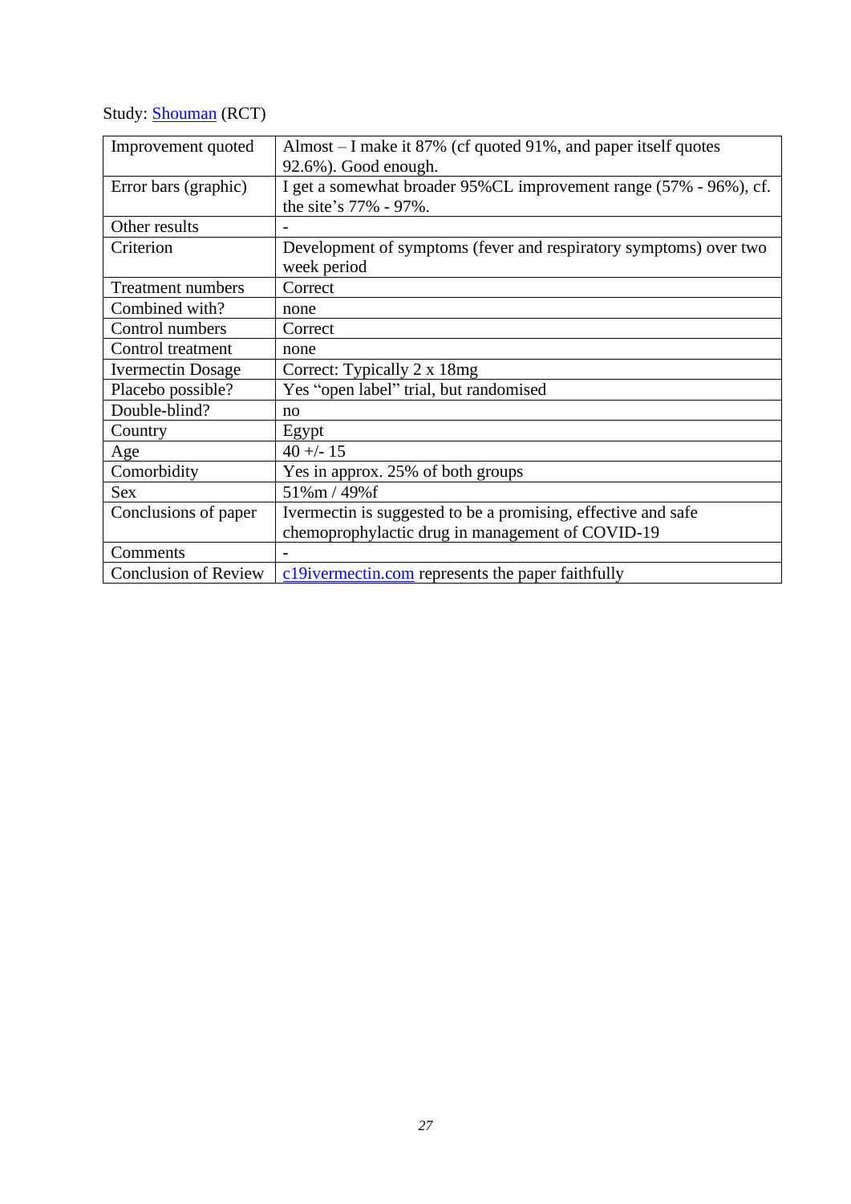Study: Shouman (RCT)

| | |
|---|---|
| Improvement quoted | Almost – I make it 87% (cf quoted 91%, and paper itself quotes 92.6%). Good enough. |
| Error bars (graphic) | I get a somewhat broader 95%CL improvement range (57% - 96%), cf. the site's 77% - 97%. |
| Other results | - |
| Criterion | Development of symptoms (fever and respiratory symptoms) over two week period |
| Treatment numbers | Correct |
| Combined with? | none |
| Control numbers | Correct |
| Control treatment | none |
| Ivermectin Dosage | Correct: Typically 2 x 18mg |
| Placebo possible? | Yes "open label" trial, but randomised |
| Double-blind? | no |
| Country | Egypt |
| Age | 40 +/- 15 |
| Comorbidity | Yes in approx. 25% of both groups |
| Sex | 51%m / 49%f |
| Conclusions of paper | Ivermectin is suggested to be a promising, effective and safe chemoprophylactic drug in management of COVID-19 |
| Comments | - |
| Conclusion of Review | c19ivermectin.com represents the paper faithfully |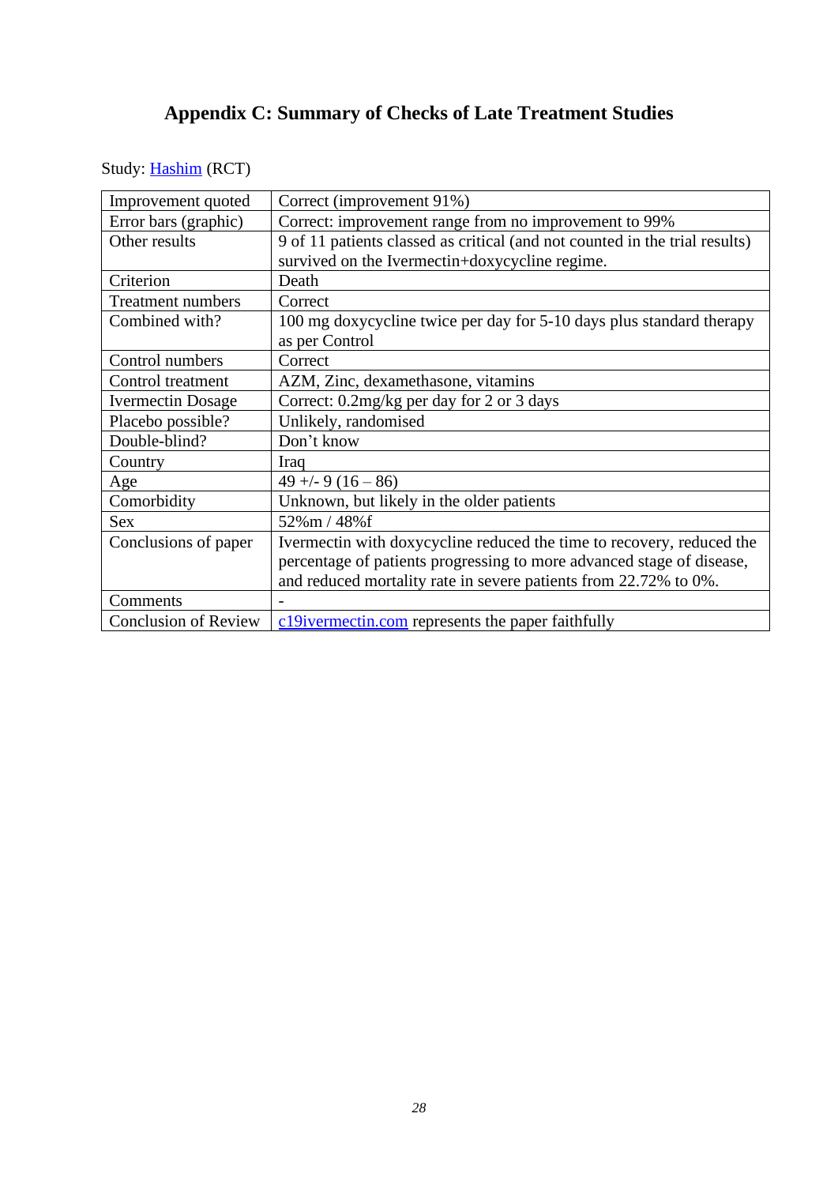# Appendix C: Summary of Checks of Late Treatment Studies

Study: Hashim (RCT)

| Improvement quoted | Correct (improvement 91%) |
|---|---|
| Error bars (graphic) | Correct: improvement range from no improvement to 99% |
| Other results | 9 of 11 patients classed as critical (and not counted in the trial results) survived on the Ivermectin+doxycycline regime. |
| Criterion | Death |
| Treatment numbers | Correct |
| Combined with? | 100 mg doxycycline twice per day for 5-10 days plus standard therapy as per Control |
| Control numbers | Correct |
| Control treatment | AZM, Zinc, dexamethasone, vitamins |
| Ivermectin Dosage | Correct: 0.2mg/kg per day for 2 or 3 days |
| Placebo possible? | Unlikely, randomised |
| Double-blind? | Don't know |
| Country | Iraq |
| Age | 49 +/- 9 (16 – 86) |
| Comorbidity | Unknown, but likely in the older patients |
| Sex | 52%m / 48%f |
| Conclusions of paper | Ivermectin with doxycycline reduced the time to recovery, reduced the percentage of patients progressing to more advanced stage of disease, and reduced mortality rate in severe patients from 22.72% to 0%. |
| Comments | - |
| Conclusion of Review | c19ivermectin.com represents the paper faithfully |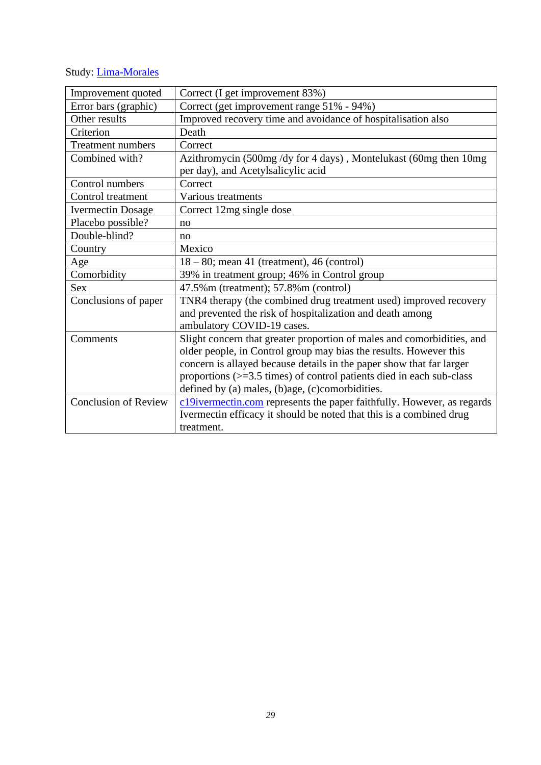Study: [Lima-Morales]

| Improvement quoted | Correct (I get improvement 83%) |
|---|---|
| Error bars (graphic) | Correct (get improvement range 51% - 94%) |
| Other results | Improved recovery time and avoidance of hospitalisation also |
| Criterion | Death |
| Treatment numbers | Correct |
| Combined with? | Azithromycin (500mg /dy for 4 days) , Montelukast (60mg then 10mg per day), and Acetylsalicylic acid |
| Control numbers | Correct |
| Control treatment | Various treatments |
| Ivermectin Dosage | Correct 12mg single dose |
| Placebo possible? | no |
| Double-blind? | no |
| Country | Mexico |
| Age | 18 – 80; mean 41 (treatment), 46 (control) |
| Comorbidity | 39% in treatment group; 46% in Control group |
| Sex | 47.5%m (treatment); 57.8%m (control) |
| Conclusions of paper | TNR4 therapy (the combined drug treatment used) improved recovery and prevented the risk of hospitalization and death among ambulatory COVID-19 cases. |
| Comments | Slight concern that greater proportion of males and comorbidities, and older people, in Control group may bias the results. However this concern is allayed because details in the paper show that far larger proportions (>=3.5 times) of control patients died in each sub-class defined by (a) males, (b)age, (c)comorbidities. |
| Conclusion of Review | [c19ivermectin.com] represents the paper faithfully. However, as regards Ivermectin efficacy it should be noted that this is a combined drug treatment. |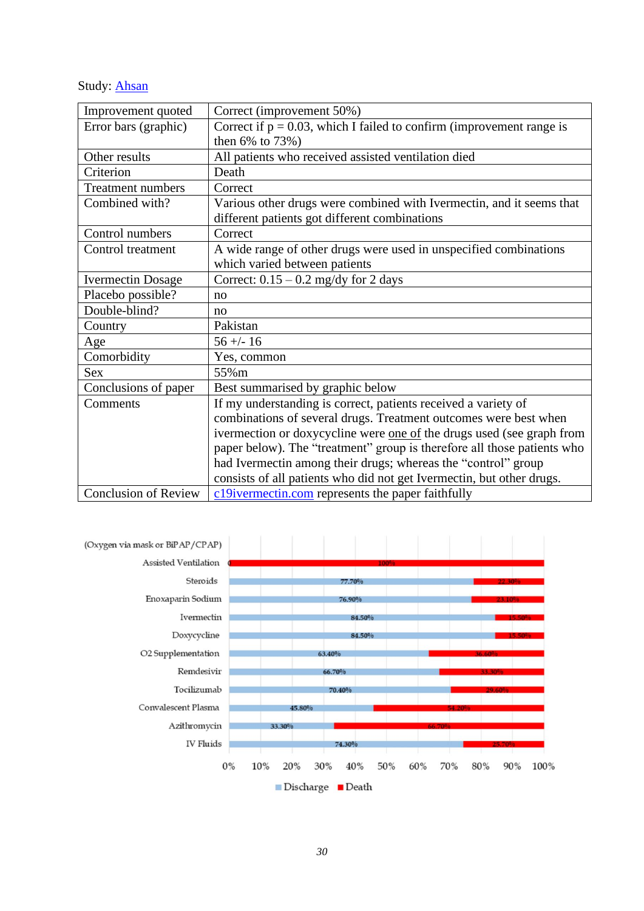Study: Ahsan

| Improvement quoted | Correct (improvement 50%) |
|---|---|
| Error bars (graphic) | Correct if p = 0.03, which I failed to confirm (improvement range is then 6% to 73%) |
| Other results | All patients who received assisted ventilation died |
| Criterion | Death |
| Treatment numbers | Correct |
| Combined with? | Various other drugs were combined with Ivermectin, and it seems that different patients got different combinations |
| Control numbers | Correct |
| Control treatment | A wide range of other drugs were used in unspecified combinations which varied between patients |
| Ivermectin Dosage | Correct: 0.15 – 0.2 mg/dy for 2 days |
| Placebo possible? | no |
| Double-blind? | no |
| Country | Pakistan |
| Age | 56 +/- 16 |
| Comorbidity | Yes, common |
| Sex | 55%m |
| Conclusions of paper | Best summarised by graphic below |
| Comments | If my understanding is correct, patients received a variety of combinations of several drugs. Treatment outcomes were best when ivermection or doxycycline were one of the drugs used (see graph from paper below). The "treatment" group is therefore all those patients who had Ivermectin among their drugs; whereas the "control" group consists of all patients who did not get Ivermectin, but other drugs. |
| Conclusion of Review | c19ivermectin.com represents the paper faithfully |

(Oxygen via mask or BiPAP/CPAP)

| | Discharge | Death |
|---|---|---|
| Assisted Ventilation | 0 | 100% |
| Steroids | 77.70% | 22.30% |
| Enoxaparin Sodium | 76.90% | 23.10% |
| Ivermectin | 84.50% | 15.50% |
| Doxycycline | 84.50% | 15.50% |
| O2 Supplementation | 63.40% | 36.60% |
| Remdesivir | 66.70% | 33.30% |
| Tocilizumab | 70.40% | 29.60% |
| Convalescent Plasma | 45.80% | 54.20% |
| Azithromycin | 33.30% | 66.70% |
| IV Fluids | 74.30% | 25.70% |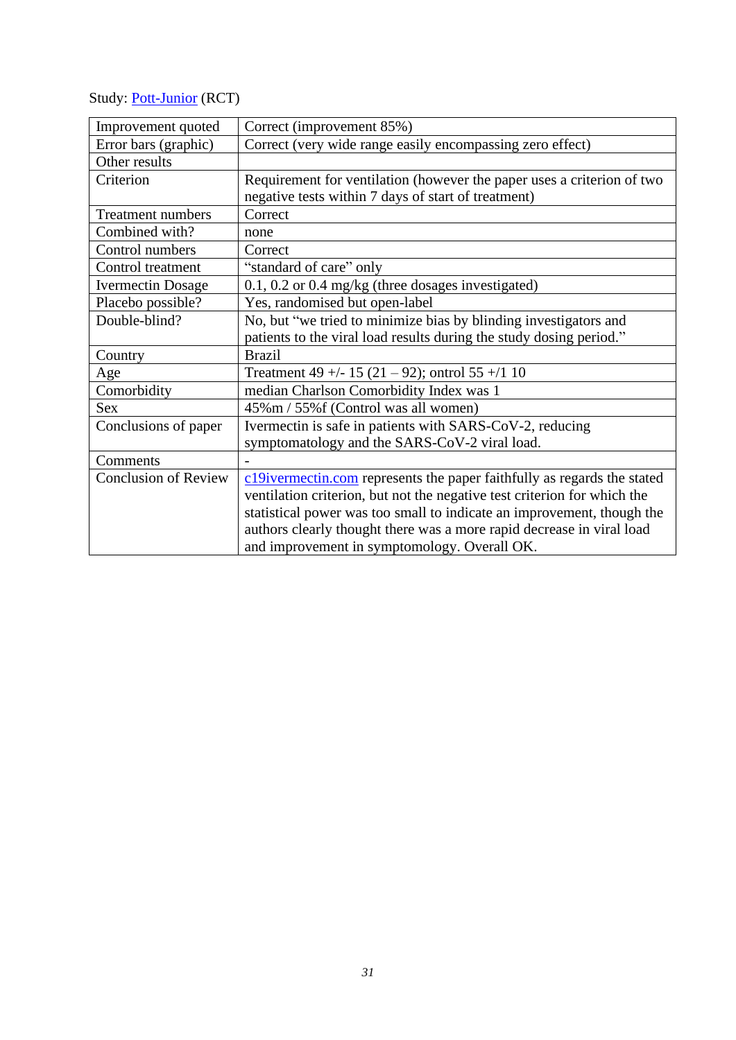Study: [Pott-Junior](Pott-Junior) (RCT)

| Improvement quoted | Correct (improvement 85%) |
|---|---|
| Error bars (graphic) | Correct (very wide range easily encompassing zero effect) |
| Other results | |
| Criterion | Requirement for ventilation (however the paper uses a criterion of two negative tests within 7 days of start of treatment) |
| Treatment numbers | Correct |
| Combined with? | none |
| Control numbers | Correct |
| Control treatment | "standard of care" only |
| Ivermectin Dosage | 0.1, 0.2 or 0.4 mg/kg (three dosages investigated) |
| Placebo possible? | Yes, randomised but open-label |
| Double-blind? | No, but "we tried to minimize bias by blinding investigators and patients to the viral load results during the study dosing period." |
| Country | Brazil |
| Age | Treatment 49 +/- 15 (21 – 92); ontrol 55 +/1 10 |
| Comorbidity | median Charlson Comorbidity Index was 1 |
| Sex | 45%m / 55%f (Control was all women) |
| Conclusions of paper | Ivermectin is safe in patients with SARS-CoV-2, reducing symptomatology and the SARS-CoV-2 viral load. |
| Comments | - |
| Conclusion of Review | c19ivermectin.com represents the paper faithfully as regards the stated ventilation criterion, but not the negative test criterion for which the statistical power was too small to indicate an improvement, though the authors clearly thought there was a more rapid decrease in viral load and improvement in symptomology. Overall OK. |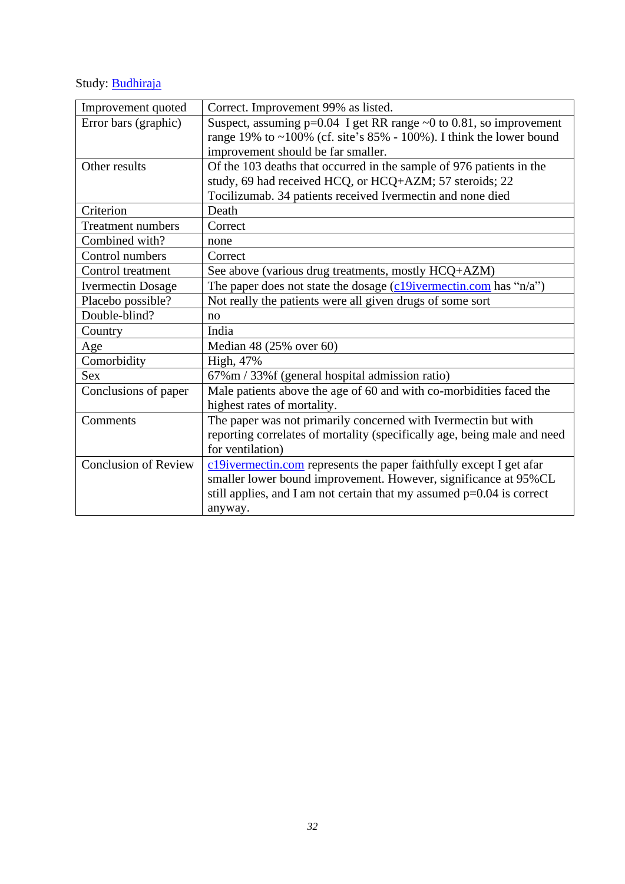Study: Budhiraja

| | |
|---|---|
| Improvement quoted | Correct. Improvement 99% as listed. |
| Error bars (graphic) | Suspect, assuming p=0.04 I get RR range ~0 to 0.81, so improvement range 19% to ~100% (cf. site's 85% - 100%). I think the lower bound improvement should be far smaller. |
| Other results | Of the 103 deaths that occurred in the sample of 976 patients in the study, 69 had received HCQ, or HCQ+AZM; 57 steroids; 22 Tocilizumab. 34 patients received Ivermectin and none died |
| Criterion | Death |
| Treatment numbers | Correct |
| Combined with? | none |
| Control numbers | Correct |
| Control treatment | See above (various drug treatments, mostly HCQ+AZM) |
| Ivermectin Dosage | The paper does not state the dosage (c19ivermectin.com has "n/a") |
| Placebo possible? | Not really the patients were all given drugs of some sort |
| Double-blind? | no |
| Country | India |
| Age | Median 48 (25% over 60) |
| Comorbidity | High, 47% |
| Sex | 67%m / 33%f (general hospital admission ratio) |
| Conclusions of paper | Male patients above the age of 60 and with co-morbidities faced the highest rates of mortality. |
| Comments | The paper was not primarily concerned with Ivermectin but with reporting correlates of mortality (specifically age, being male and need for ventilation) |
| Conclusion of Review | c19ivermectin.com represents the paper faithfully except I get afar smaller lower bound improvement. However, significance at 95%CL still applies, and I am not certain that my assumed p=0.04 is correct anyway. |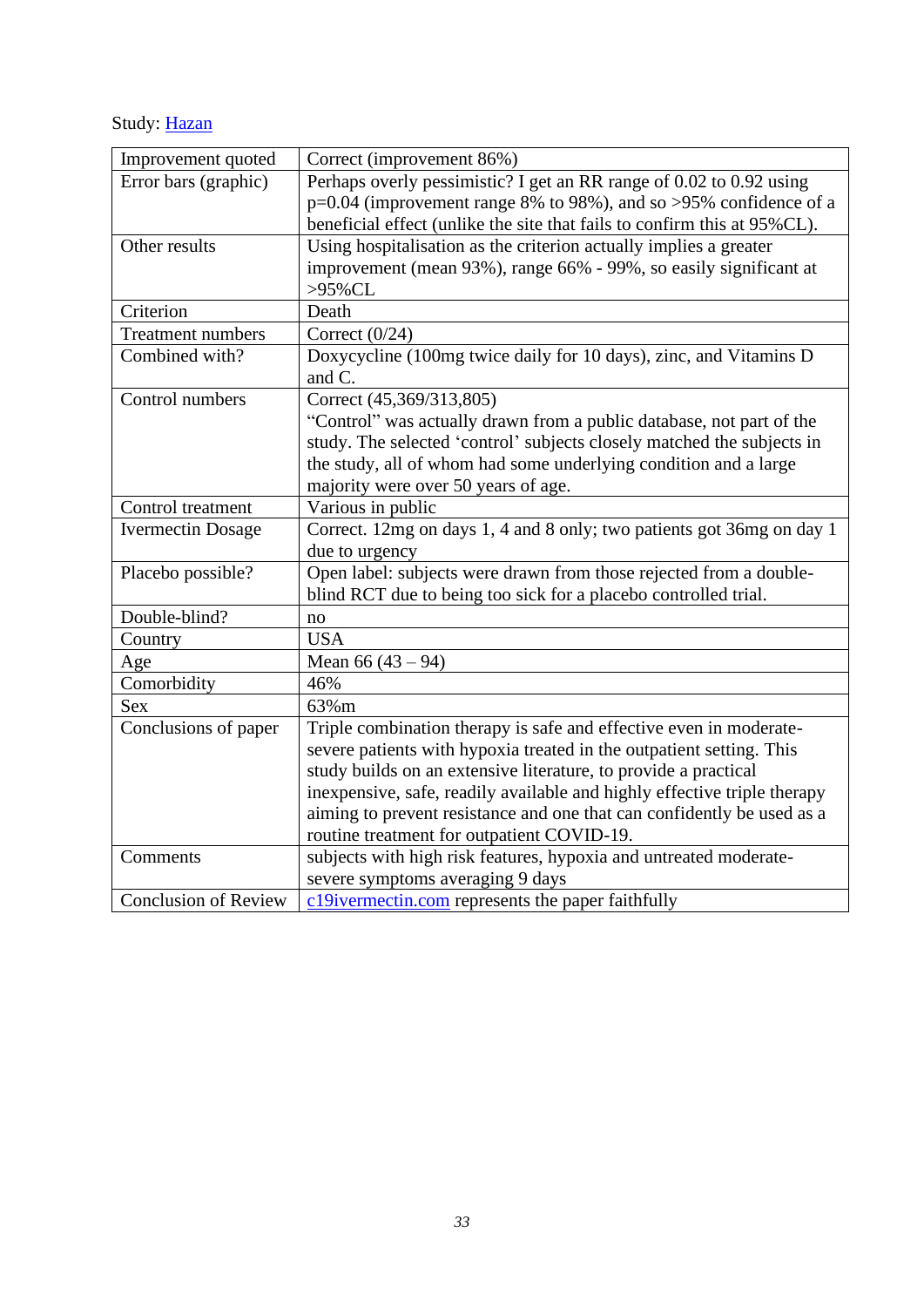Study: Hazan

| Improvement quoted | Correct (improvement 86%) |
|---|---|
| Error bars (graphic) | Perhaps overly pessimistic? I get an RR range of 0.02 to 0.92 using p=0.04 (improvement range 8% to 98%), and so >95% confidence of a beneficial effect (unlike the site that fails to confirm this at 95%CL). |
| Other results | Using hospitalisation as the criterion actually implies a greater improvement (mean 93%), range 66% - 99%, so easily significant at >95%CL |
| Criterion | Death |
| Treatment numbers | Correct (0/24) |
| Combined with? | Doxycycline (100mg twice daily for 10 days), zinc, and Vitamins D and C. |
| Control numbers | Correct (45,369/313,805)<br>"Control" was actually drawn from a public database, not part of the study. The selected 'control' subjects closely matched the subjects in the study, all of whom had some underlying condition and a large majority were over 50 years of age. |
| Control treatment | Various in public |
| Ivermectin Dosage | Correct. 12mg on days 1, 4 and 8 only; two patients got 36mg on day 1 due to urgency |
| Placebo possible? | Open label: subjects were drawn from those rejected from a double-blind RCT due to being too sick for a placebo controlled trial. |
| Double-blind? | no |
| Country | USA |
| Age | Mean 66 (43 – 94) |
| Comorbidity | 46% |
| Sex | 63%m |
| Conclusions of paper | Triple combination therapy is safe and effective even in moderate-severe patients with hypoxia treated in the outpatient setting. This study builds on an extensive literature, to provide a practical inexpensive, safe, readily available and highly effective triple therapy aiming to prevent resistance and one that can confidently be used as a routine treatment for outpatient COVID-19. |
| Comments | subjects with high risk features, hypoxia and untreated moderate-severe symptoms averaging 9 days |
| Conclusion of Review | c19ivermectin.com represents the paper faithfully |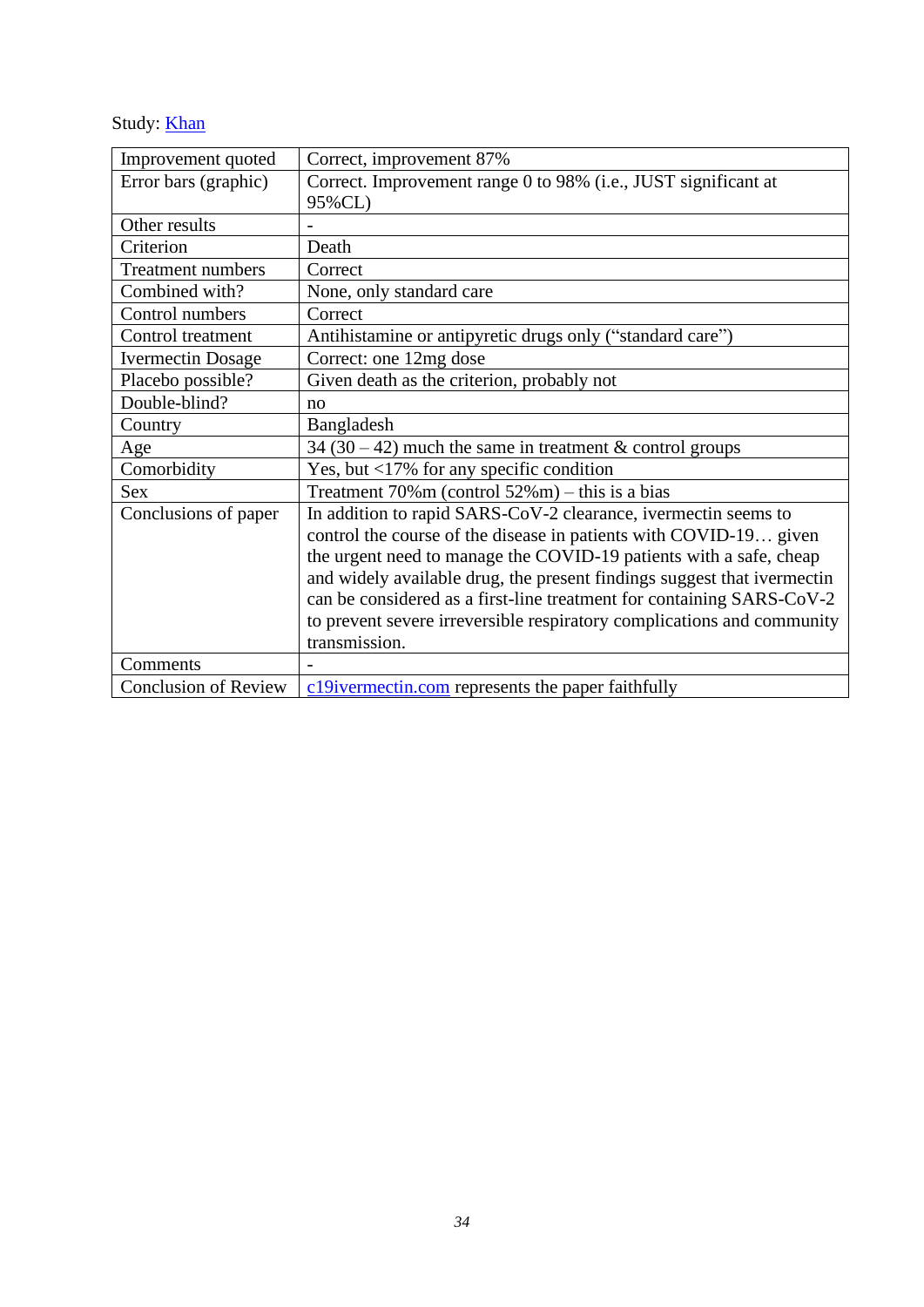Study: [Khan]

| | |
|---|---|
| Improvement quoted | Correct, improvement 87% |
| Error bars (graphic) | Correct. Improvement range 0 to 98% (i.e., JUST significant at 95%CL) |
| Other results | - |
| Criterion | Death |
| Treatment numbers | Correct |
| Combined with? | None, only standard care |
| Control numbers | Correct |
| Control treatment | Antihistamine or antipyretic drugs only (“standard care”) |
| Ivermectin Dosage | Correct: one 12mg dose |
| Placebo possible? | Given death as the criterion, probably not |
| Double-blind? | no |
| Country | Bangladesh |
| Age | 34 (30 – 42) much the same in treatment & control groups |
| Comorbidity | Yes, but <17% for any specific condition |
| Sex | Treatment 70%m (control 52%m) – this is a bias |
| Conclusions of paper | In addition to rapid SARS-CoV-2 clearance, ivermectin seems to control the course of the disease in patients with COVID-19… given the urgent need to manage the COVID-19 patients with a safe, cheap and widely available drug, the present findings suggest that ivermectin can be considered as a first-line treatment for containing SARS-CoV-2 to prevent severe irreversible respiratory complications and community transmission. |
| Comments | - |
| Conclusion of Review | [c19ivermectin.com] represents the paper faithfully |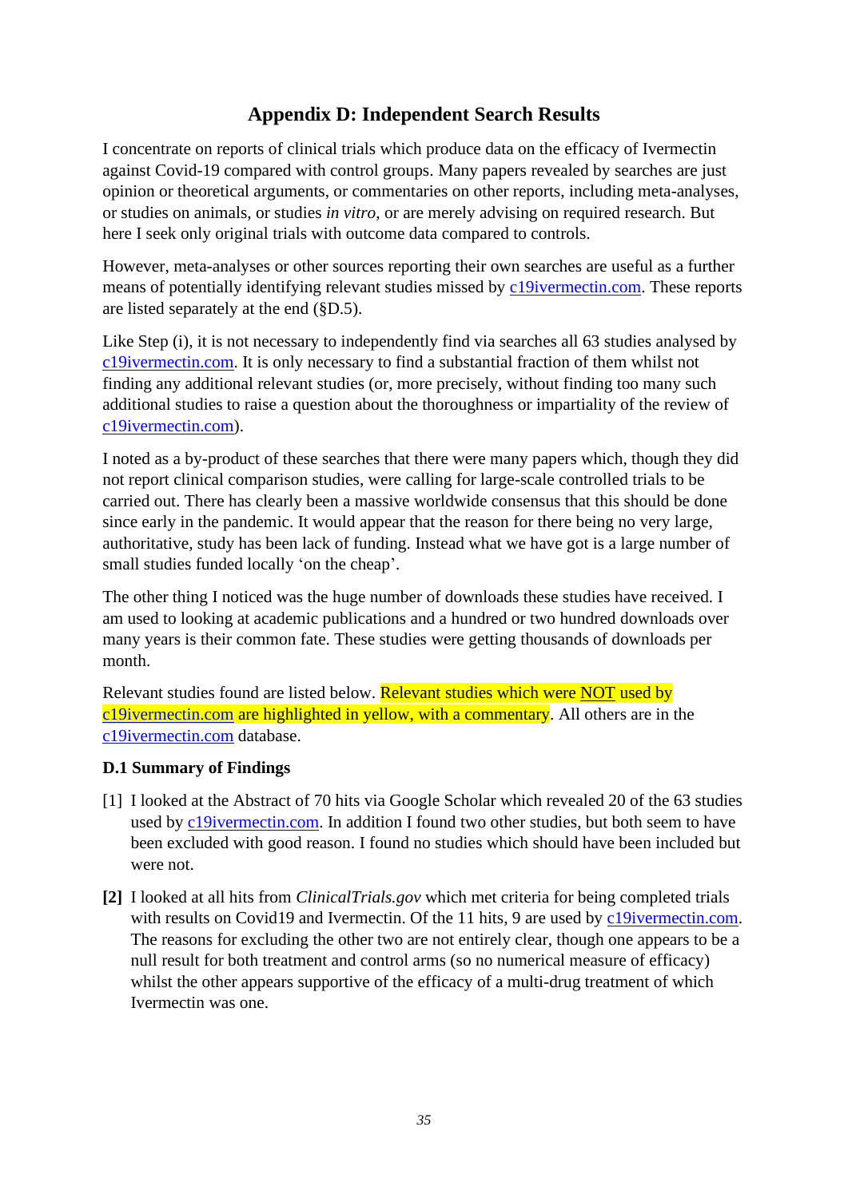## Appendix D: Independent Search Results

I concentrate on reports of clinical trials which produce data on the efficacy of Ivermectin against Covid-19 compared with control groups. Many papers revealed by searches are just opinion or theoretical arguments, or commentaries on other reports, including meta-analyses, or studies on animals, or studies *in vitro*, or are merely advising on required research. But here I seek only original trials with outcome data compared to controls.

However, meta-analyses or other sources reporting their own searches are useful as a further means of potentially identifying relevant studies missed by c19ivermectin.com. These reports are listed separately at the end (§D.5).

Like Step (i), it is not necessary to independently find via searches all 63 studies analysed by c19ivermectin.com. It is only necessary to find a substantial fraction of them whilst not finding any additional relevant studies (or, more precisely, without finding too many such additional studies to raise a question about the thoroughness or impartiality of the review of c19ivermectin.com).

I noted as a by-product of these searches that there were many papers which, though they did not report clinical comparison studies, were calling for large-scale controlled trials to be carried out. There has clearly been a massive worldwide consensus that this should be done since early in the pandemic. It would appear that the reason for there being no very large, authoritative, study has been lack of funding. Instead what we have got is a large number of small studies funded locally 'on the cheap'.

The other thing I noticed was the huge number of downloads these studies have received. I am used to looking at academic publications and a hundred or two hundred downloads over many years is their common fate. These studies were getting thousands of downloads per month.

Relevant studies found are listed below. Relevant studies which were NOT used by c19ivermectin.com are highlighted in yellow, with a commentary. All others are in the c19ivermectin.com database.

### D.1 Summary of Findings

[1] I looked at the Abstract of 70 hits via Google Scholar which revealed 20 of the 63 studies used by c19ivermectin.com. In addition I found two other studies, but both seem to have been excluded with good reason. I found no studies which should have been included but were not.

**[2]** I looked at all hits from *ClinicalTrials.gov* which met criteria for being completed trials with results on Covid19 and Ivermectin. Of the 11 hits, 9 are used by c19ivermectin.com. The reasons for excluding the other two are not entirely clear, though one appears to be a null result for both treatment and control arms (so no numerical measure of efficacy) whilst the other appears supportive of the efficacy of a multi-drug treatment of which Ivermectin was one.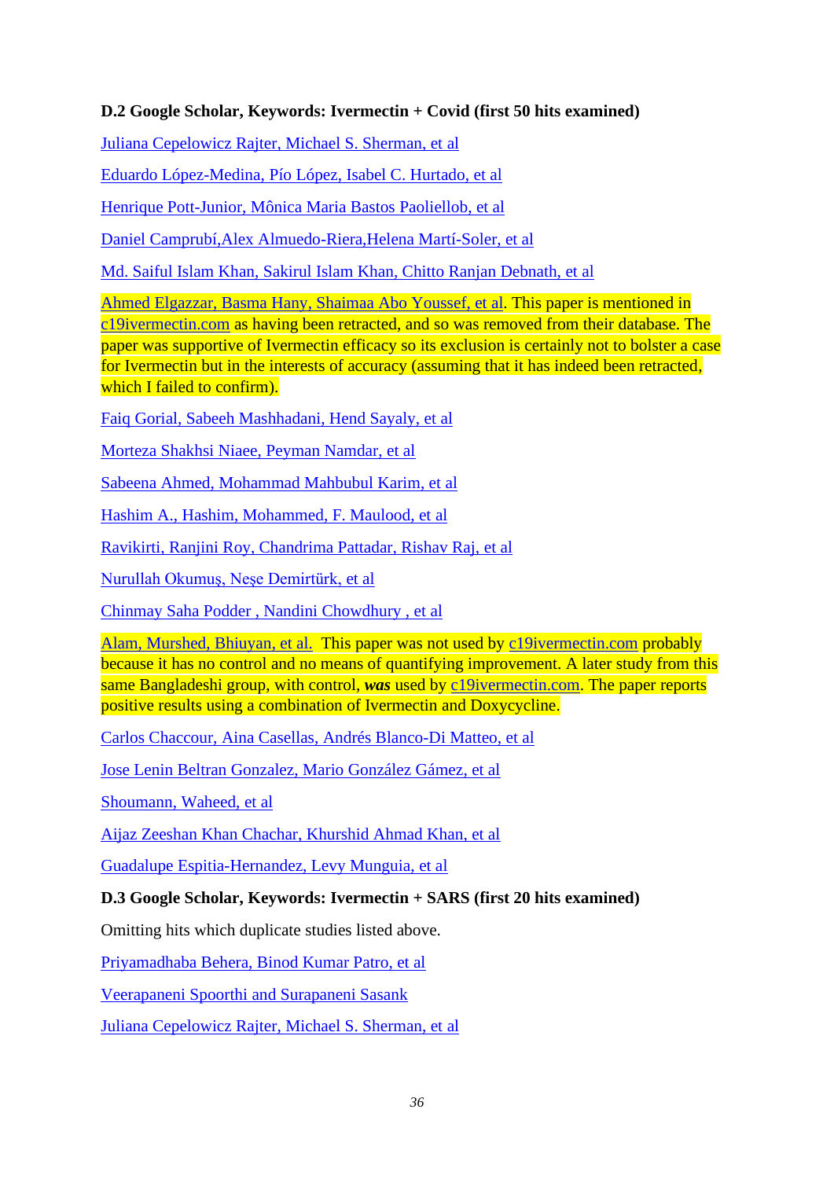**D.2 Google Scholar, Keywords: Ivermectin + Covid (first 50 hits examined)**

Juliana Cepelowicz Rajter, Michael S. Sherman, et al

Eduardo López-Medina, Pío López, Isabel C. Hurtado, et al

Henrique Pott-Junior, Mônica Maria Bastos Paoliellob, et al

Daniel Camprubí,Alex Almuedo-Riera,Helena Martí-Soler, et al

Md. Saiful Islam Khan, Sakirul Islam Khan, Chitto Ranjan Debnath, et al

Ahmed Elgazzar, Basma Hany, Shaimaa Abo Youssef, et al. This paper is mentioned in c19ivermectin.com as having been retracted, and so was removed from their database. The paper was supportive of Ivermectin efficacy so its exclusion is certainly not to bolster a case for Ivermectin but in the interests of accuracy (assuming that it has indeed been retracted, which I failed to confirm).

Faiq Gorial, Sabeeh Mashhadani, Hend Sayaly, et al

Morteza Shakhsi Niaee, Peyman Namdar, et al

Sabeena Ahmed, Mohammad Mahbubul Karim, et al

Hashim A., Hashim, Mohammed, F. Maulood, et al

Ravikirti, Ranjini Roy, Chandrima Pattadar, Rishav Raj, et al

Nurullah Okumuş, Neşe Demirtürk, et al

Chinmay Saha Podder , Nandini Chowdhury , et al

Alam, Murshed, Bhiuyan, et al. This paper was not used by c19ivermectin.com probably because it has no control and no means of quantifying improvement. A later study from this same Bangladeshi group, with control, ***was*** used by c19ivermectin.com. The paper reports positive results using a combination of Ivermectin and Doxycycline.

Carlos Chaccour, Aina Casellas, Andrés Blanco-Di Matteo, et al

Jose Lenin Beltran Gonzalez, Mario González Gámez, et al

Shoumann, Waheed, et al

Aijaz Zeeshan Khan Chachar, Khurshid Ahmad Khan, et al

Guadalupe Espitia-Hernandez, Levy Munguia, et al

**D.3 Google Scholar, Keywords: Ivermectin + SARS (first 20 hits examined)**

Omitting hits which duplicate studies listed above.

Priyamadhaba Behera, Binod Kumar Patro, et al

Veerapaneni Spoorthi and Surapaneni Sasank

Juliana Cepelowicz Rajter, Michael S. Sherman, et al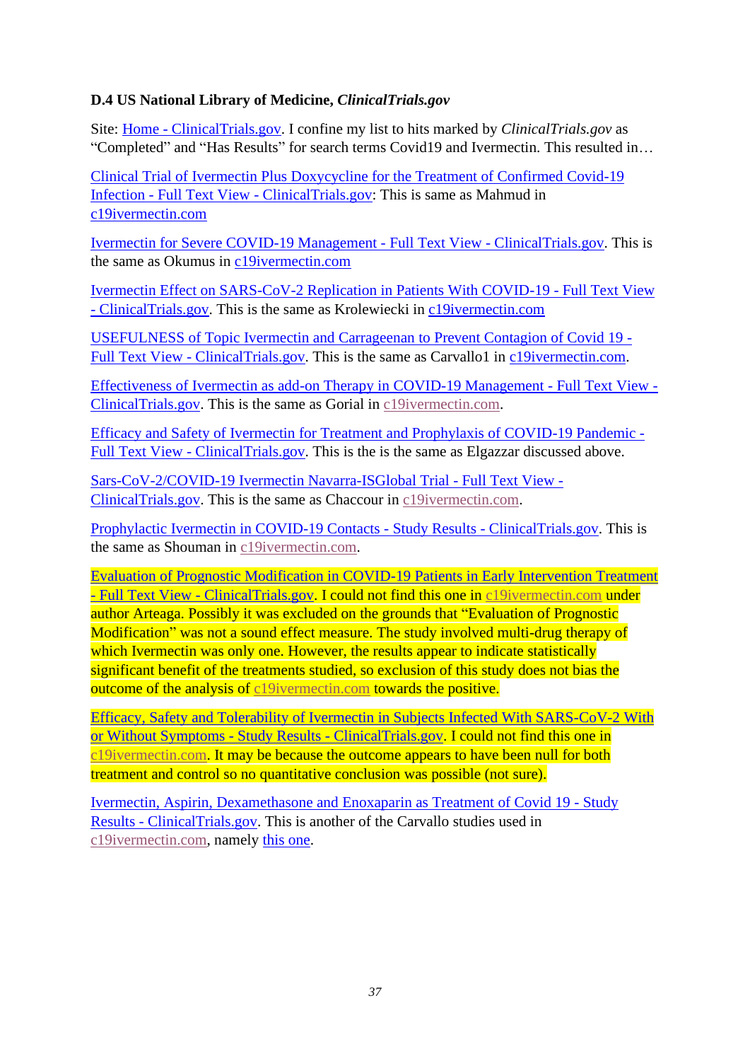### D.4 US National Library of Medicine, *ClinicalTrials.gov*

Site: Home - ClinicalTrials.gov. I confine my list to hits marked by *ClinicalTrials.gov* as "Completed" and "Has Results" for search terms Covid19 and Ivermectin. This resulted in…

Clinical Trial of Ivermectin Plus Doxycycline for the Treatment of Confirmed Covid-19 Infection - Full Text View - ClinicalTrials.gov: This is same as Mahmud in c19ivermectin.com

Ivermectin for Severe COVID-19 Management - Full Text View - ClinicalTrials.gov. This is the same as Okumus in c19ivermectin.com

Ivermectin Effect on SARS-CoV-2 Replication in Patients With COVID-19 - Full Text View - ClinicalTrials.gov. This is the same as Krolewiecki in c19ivermectin.com

USEFULNESS of Topic Ivermectin and Carrageenan to Prevent Contagion of Covid 19 - Full Text View - ClinicalTrials.gov. This is the same as Carvallo1 in c19ivermectin.com.

Effectiveness of Ivermectin as add-on Therapy in COVID-19 Management - Full Text View - ClinicalTrials.gov. This is the same as Gorial in c19ivermectin.com.

Efficacy and Safety of Ivermectin for Treatment and Prophylaxis of COVID-19 Pandemic - Full Text View - ClinicalTrials.gov. This is the same as Elgazzar discussed above.

Sars-CoV-2/COVID-19 Ivermectin Navarra-ISGlobal Trial - Full Text View - ClinicalTrials.gov. This is the same as Chaccour in c19ivermectin.com.

Prophylactic Ivermectin in COVID-19 Contacts - Study Results - ClinicalTrials.gov. This is the same as Shouman in c19ivermectin.com.

Evaluation of Prognostic Modification in COVID-19 Patients in Early Intervention Treatment - Full Text View - ClinicalTrials.gov. I could not find this one in c19ivermectin.com under author Arteaga. Possibly it was excluded on the grounds that "Evaluation of Prognostic Modification" was not a sound effect measure. The study involved multi-drug therapy of which Ivermectin was only one. However, the results appear to indicate statistically significant benefit of the treatments studied, so exclusion of this study does not bias the outcome of the analysis of c19ivermectin.com towards the positive.

Efficacy, Safety and Tolerability of Ivermectin in Subjects Infected With SARS-CoV-2 With or Without Symptoms - Study Results - ClinicalTrials.gov. I could not find this one in c19ivermectin.com. It may be because the outcome appears to have been null for both treatment and control so no quantitative conclusion was possible (not sure).

Ivermectin, Aspirin, Dexamethasone and Enoxaparin as Treatment of Covid 19 - Study Results - ClinicalTrials.gov. This is another of the Carvallo studies used in c19ivermectin.com, namely this one.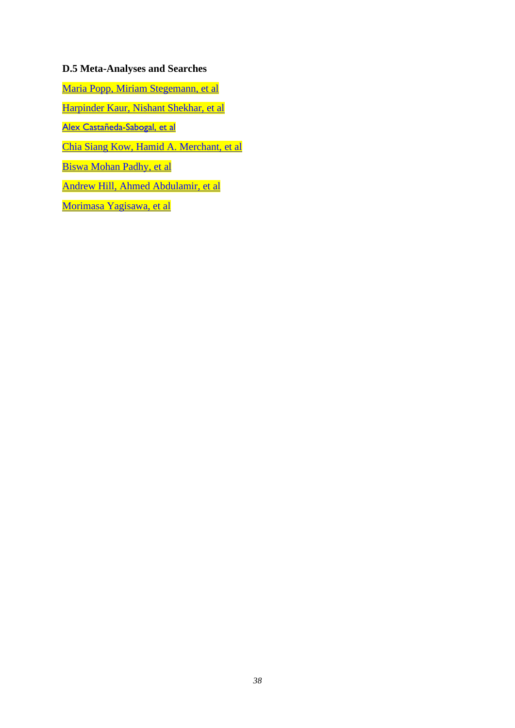**D.5 Meta-Analyses and Searches**

Maria Popp, Miriam Stegemann, et al

Harpinder Kaur, Nishant Shekhar, et al

Alex Castañeda-Sabogal, et al

Chia Siang Kow, Hamid A. Merchant, et al

Biswa Mohan Padhy, et al

Andrew Hill, Ahmed Abdulamir, et al

Morimasa Yagisawa, et al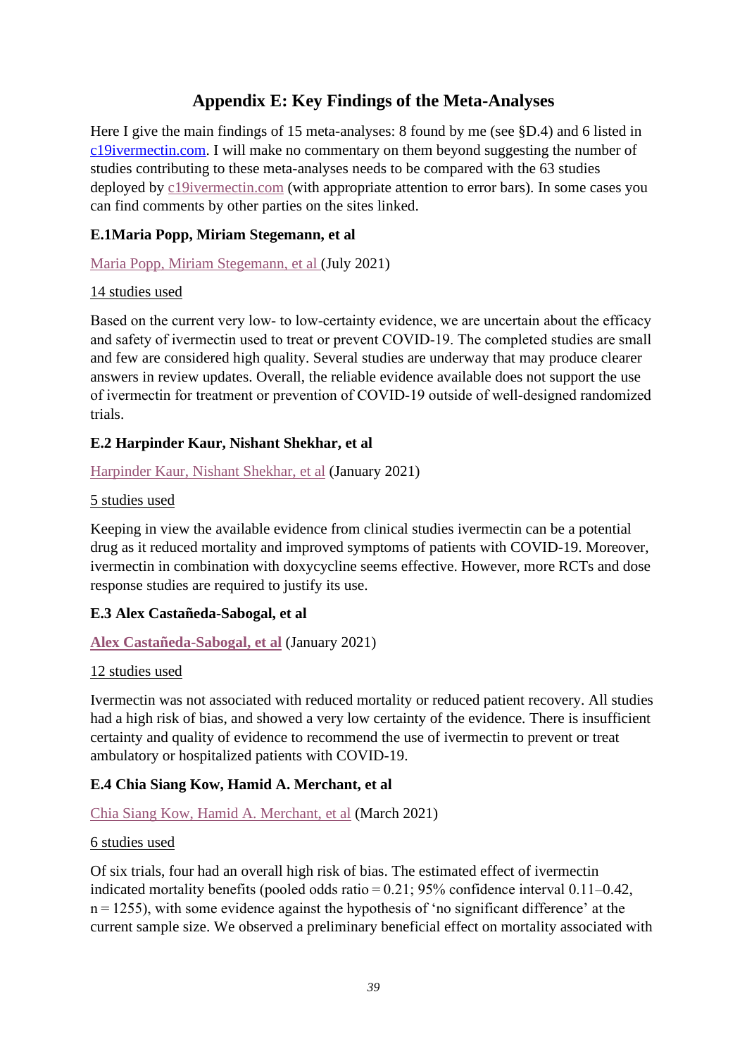## Appendix E: Key Findings of the Meta-Analyses

Here I give the main findings of 15 meta-analyses: 8 found by me (see §D.4) and 6 listed in c19ivermectin.com. I will make no commentary on them beyond suggesting the number of studies contributing to these meta-analyses needs to be compared with the 63 studies deployed by c19ivermectin.com (with appropriate attention to error bars). In some cases you can find comments by other parties on the sites linked.

### E.1Maria Popp, Miriam Stegemann, et al

Maria Popp, Miriam Stegemann, et al (July 2021)

14 studies used

Based on the current very low- to low-certainty evidence, we are uncertain about the efficacy and safety of ivermectin used to treat or prevent COVID-19. The completed studies are small and few are considered high quality. Several studies are underway that may produce clearer answers in review updates. Overall, the reliable evidence available does not support the use of ivermectin for treatment or prevention of COVID-19 outside of well-designed randomized trials.

### E.2 Harpinder Kaur, Nishant Shekhar, et al

Harpinder Kaur, Nishant Shekhar, et al (January 2021)

5 studies used

Keeping in view the available evidence from clinical studies ivermectin can be a potential drug as it reduced mortality and improved symptoms of patients with COVID-19. Moreover, ivermectin in combination with doxycycline seems effective. However, more RCTs and dose response studies are required to justify its use.

### E.3 Alex Castañeda-Sabogal, et al

**Alex Castañeda-Sabogal, et al** (January 2021)

12 studies used

Ivermectin was not associated with reduced mortality or reduced patient recovery. All studies had a high risk of bias, and showed a very low certainty of the evidence. There is insufficient certainty and quality of evidence to recommend the use of ivermectin to prevent or treat ambulatory or hospitalized patients with COVID-19.

### E.4 Chia Siang Kow, Hamid A. Merchant, et al

Chia Siang Kow, Hamid A. Merchant, et al (March 2021)

6 studies used

Of six trials, four had an overall high risk of bias. The estimated effect of ivermectin indicated mortality benefits (pooled odds ratio = 0.21; 95% confidence interval 0.11–0.42, n = 1255), with some evidence against the hypothesis of 'no significant difference' at the current sample size. We observed a preliminary beneficial effect on mortality associated with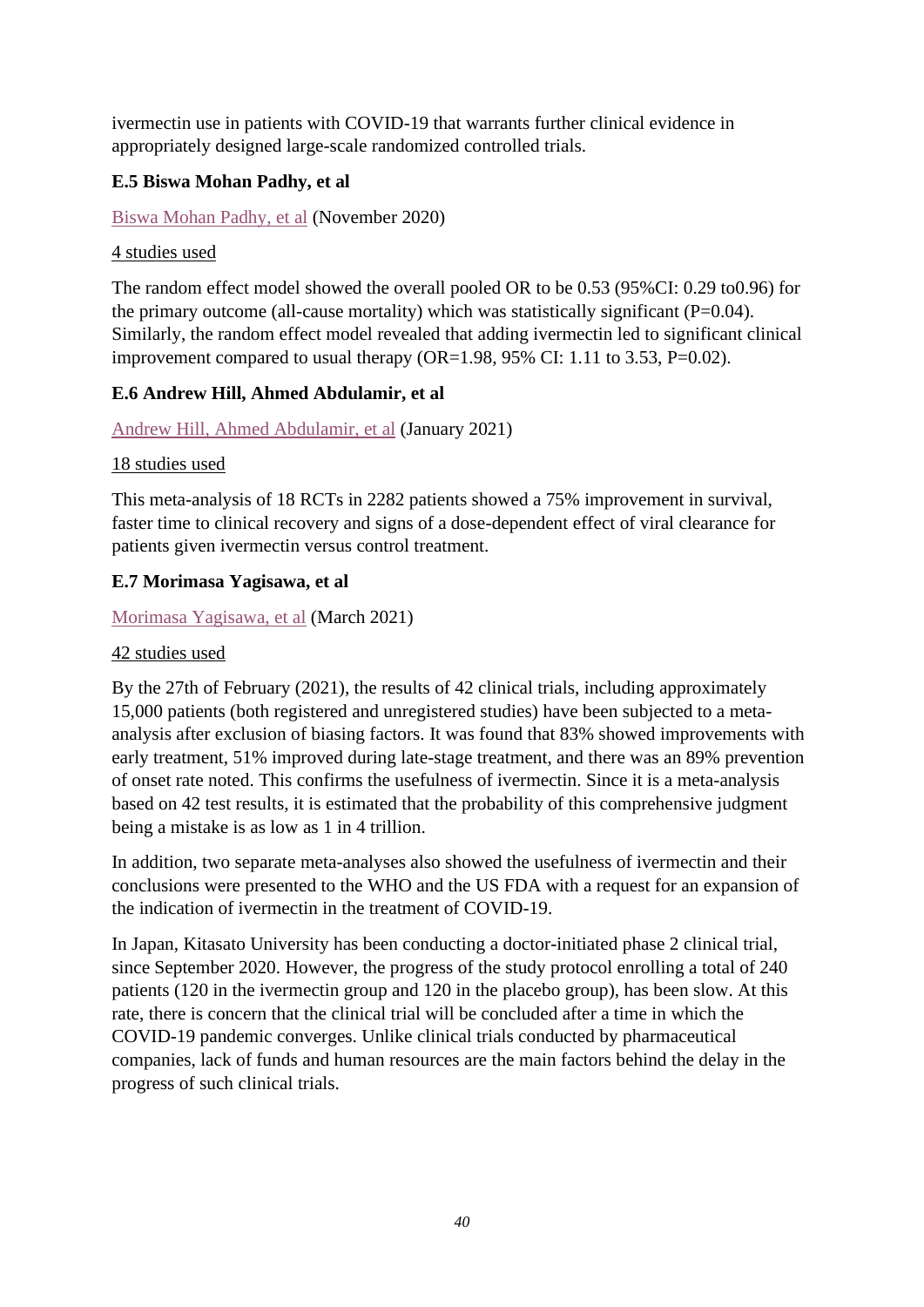ivermectin use in patients with COVID-19 that warrants further clinical evidence in appropriately designed large-scale randomized controlled trials.

### E.5 Biswa Mohan Padhy, et al

Biswa Mohan Padhy, et al (November 2020)

4 studies used

The random effect model showed the overall pooled OR to be 0.53 (95%CI: 0.29 to0.96) for the primary outcome (all-cause mortality) which was statistically significant (P=0.04). Similarly, the random effect model revealed that adding ivermectin led to significant clinical improvement compared to usual therapy (OR=1.98, 95% CI: 1.11 to 3.53, P=0.02).

### E.6 Andrew Hill, Ahmed Abdulamir, et al

Andrew Hill, Ahmed Abdulamir, et al (January 2021)

18 studies used

This meta-analysis of 18 RCTs in 2282 patients showed a 75% improvement in survival, faster time to clinical recovery and signs of a dose-dependent effect of viral clearance for patients given ivermectin versus control treatment.

### E.7 Morimasa Yagisawa, et al

Morimasa Yagisawa, et al (March 2021)

42 studies used

By the 27th of February (2021), the results of 42 clinical trials, including approximately 15,000 patients (both registered and unregistered studies) have been subjected to a meta-analysis after exclusion of biasing factors. It was found that 83% showed improvements with early treatment, 51% improved during late-stage treatment, and there was an 89% prevention of onset rate noted. This confirms the usefulness of ivermectin. Since it is a meta-analysis based on 42 test results, it is estimated that the probability of this comprehensive judgment being a mistake is as low as 1 in 4 trillion.

In addition, two separate meta-analyses also showed the usefulness of ivermectin and their conclusions were presented to the WHO and the US FDA with a request for an expansion of the indication of ivermectin in the treatment of COVID-19.

In Japan, Kitasato University has been conducting a doctor-initiated phase 2 clinical trial, since September 2020. However, the progress of the study protocol enrolling a total of 240 patients (120 in the ivermectin group and 120 in the placebo group), has been slow. At this rate, there is concern that the clinical trial will be concluded after a time in which the COVID-19 pandemic converges. Unlike clinical trials conducted by pharmaceutical companies, lack of funds and human resources are the main factors behind the delay in the progress of such clinical trials.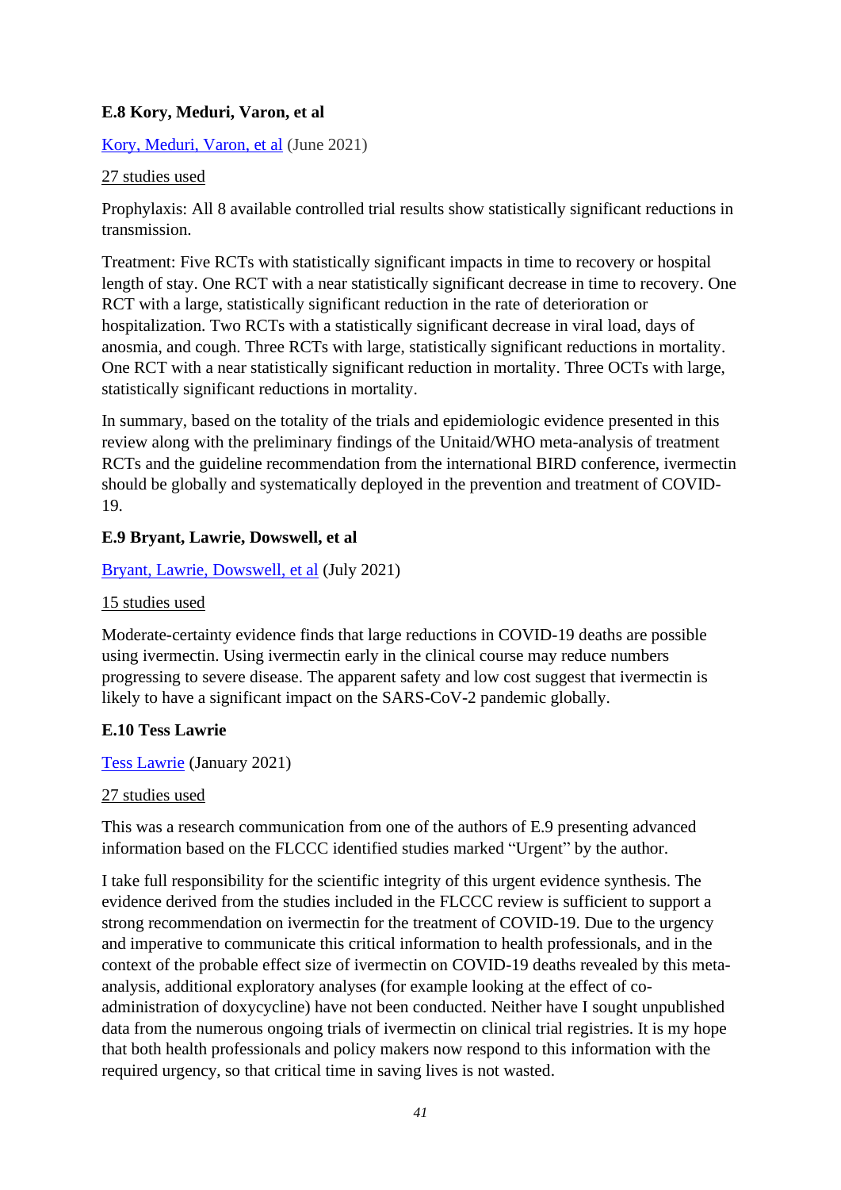### E.8 Kory, Meduri, Varon, et al

Kory, Meduri, Varon, et al (June 2021)

27 studies used

Prophylaxis: All 8 available controlled trial results show statistically significant reductions in transmission.

Treatment: Five RCTs with statistically significant impacts in time to recovery or hospital length of stay. One RCT with a near statistically significant decrease in time to recovery. One RCT with a large, statistically significant reduction in the rate of deterioration or hospitalization. Two RCTs with a statistically significant decrease in viral load, days of anosmia, and cough. Three RCTs with large, statistically significant reductions in mortality. One RCT with a near statistically significant reduction in mortality. Three OCTs with large, statistically significant reductions in mortality.

In summary, based on the totality of the trials and epidemiologic evidence presented in this review along with the preliminary findings of the Unitaid/WHO meta-analysis of treatment RCTs and the guideline recommendation from the international BIRD conference, ivermectin should be globally and systematically deployed in the prevention and treatment of COVID-19.

### E.9 Bryant, Lawrie, Dowswell, et al

Bryant, Lawrie, Dowswell, et al (July 2021)

15 studies used

Moderate-certainty evidence finds that large reductions in COVID-19 deaths are possible using ivermectin. Using ivermectin early in the clinical course may reduce numbers progressing to severe disease. The apparent safety and low cost suggest that ivermectin is likely to have a significant impact on the SARS-CoV-2 pandemic globally.

### E.10 Tess Lawrie

Tess Lawrie (January 2021)

27 studies used

This was a research communication from one of the authors of E.9 presenting advanced information based on the FLCCC identified studies marked "Urgent" by the author.

I take full responsibility for the scientific integrity of this urgent evidence synthesis. The evidence derived from the studies included in the FLCCC review is sufficient to support a strong recommendation on ivermectin for the treatment of COVID-19. Due to the urgency and imperative to communicate this critical information to health professionals, and in the context of the probable effect size of ivermectin on COVID-19 deaths revealed by this meta-analysis, additional exploratory analyses (for example looking at the effect of co-administration of doxycycline) have not been conducted. Neither have I sought unpublished data from the numerous ongoing trials of ivermectin on clinical trial registries. It is my hope that both health professionals and policy makers now respond to this information with the required urgency, so that critical time in saving lives is not wasted.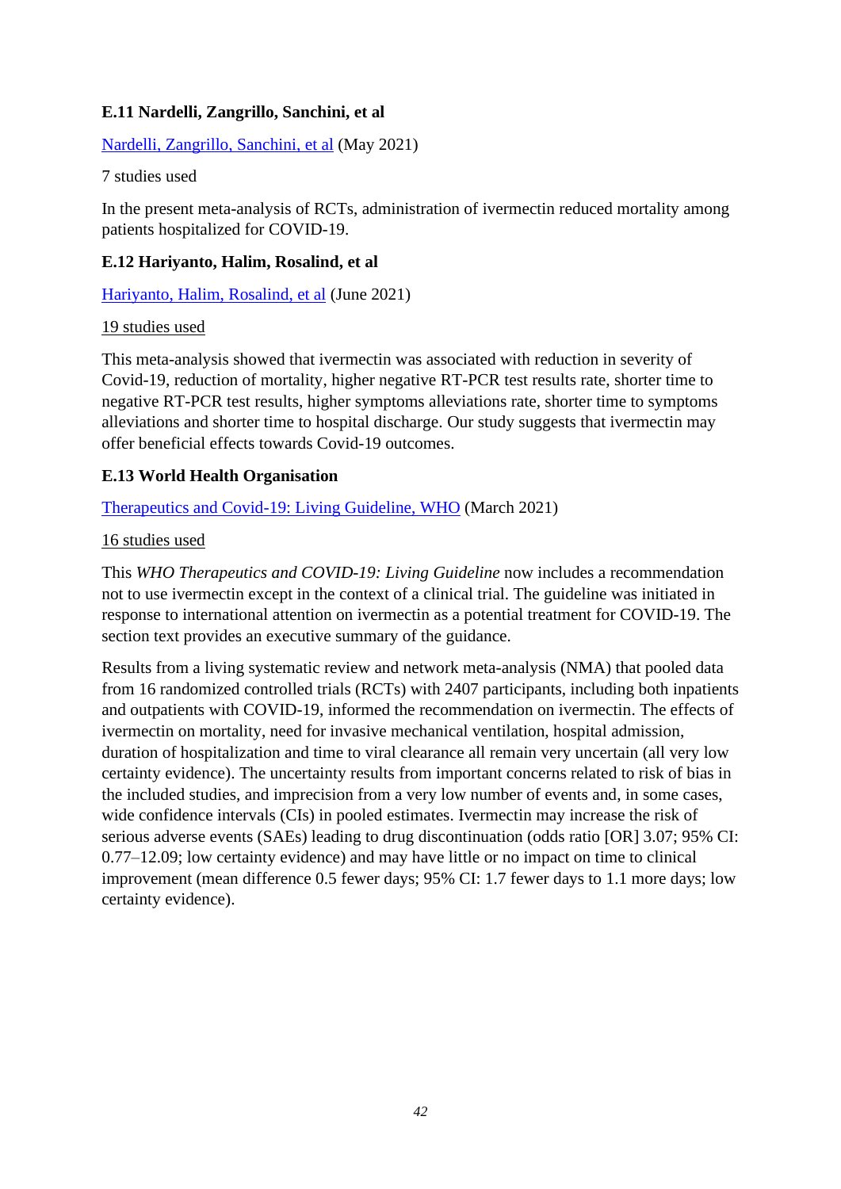### E.11 Nardelli, Zangrillo, Sanchini, et al

Nardelli, Zangrillo, Sanchini, et al (May 2021)

7 studies used

In the present meta-analysis of RCTs, administration of ivermectin reduced mortality among patients hospitalized for COVID-19.

### E.12 Hariyanto, Halim, Rosalind, et al

Hariyanto, Halim, Rosalind, et al (June 2021)

19 studies used

This meta-analysis showed that ivermectin was associated with reduction in severity of Covid-19, reduction of mortality, higher negative RT-PCR test results rate, shorter time to negative RT-PCR test results, higher symptoms alleviations rate, shorter time to symptoms alleviations and shorter time to hospital discharge. Our study suggests that ivermectin may offer beneficial effects towards Covid-19 outcomes.

### E.13 World Health Organisation

Therapeutics and Covid-19: Living Guideline, WHO (March 2021)

16 studies used

This *WHO Therapeutics and COVID-19: Living Guideline* now includes a recommendation not to use ivermectin except in the context of a clinical trial. The guideline was initiated in response to international attention on ivermectin as a potential treatment for COVID-19. The section text provides an executive summary of the guidance.

Results from a living systematic review and network meta-analysis (NMA) that pooled data from 16 randomized controlled trials (RCTs) with 2407 participants, including both inpatients and outpatients with COVID-19, informed the recommendation on ivermectin. The effects of ivermectin on mortality, need for invasive mechanical ventilation, hospital admission, duration of hospitalization and time to viral clearance all remain very uncertain (all very low certainty evidence). The uncertainty results from important concerns related to risk of bias in the included studies, and imprecision from a very low number of events and, in some cases, wide confidence intervals (CIs) in pooled estimates. Ivermectin may increase the risk of serious adverse events (SAEs) leading to drug discontinuation (odds ratio [OR] 3.07; 95% CI: 0.77–12.09; low certainty evidence) and may have little or no impact on time to clinical improvement (mean difference 0.5 fewer days; 95% CI: 1.7 fewer days to 1.1 more days; low certainty evidence).